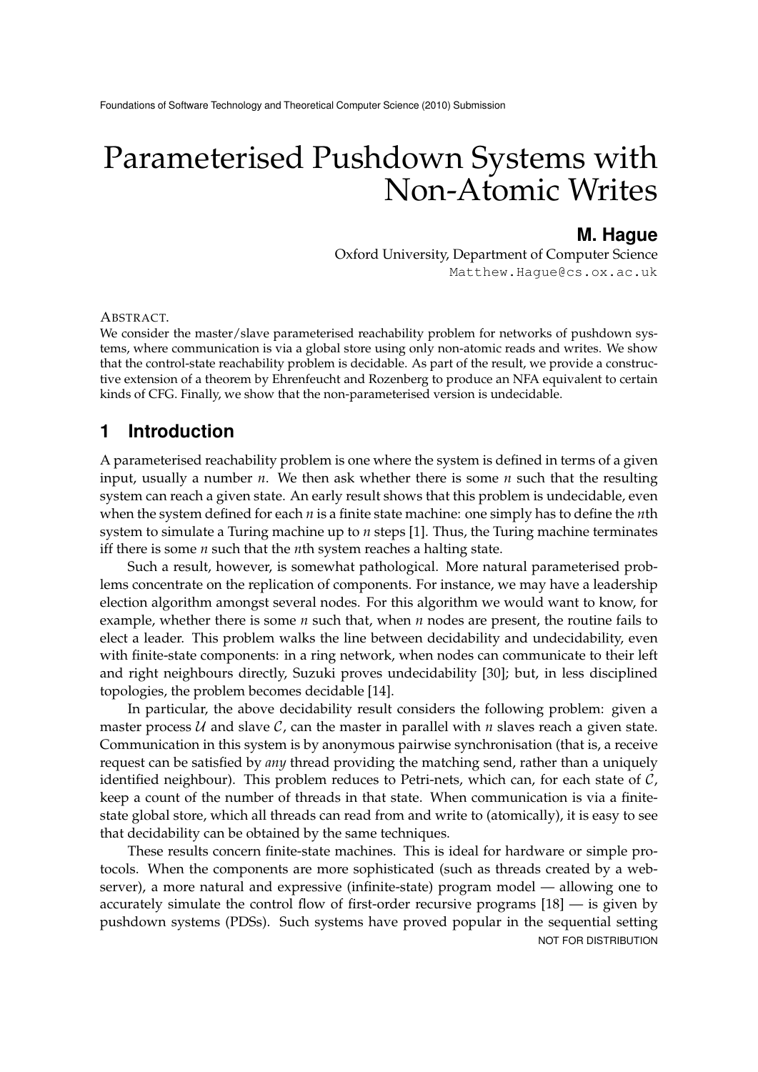# Parameterised Pushdown Systems with Non-Atomic Writes

**M. Hague**

Oxford University, Department of Computer Science

Matthew.Hague@cs.ox.ac.uk

ABSTRACT.

We consider the master/slave parameterised reachability problem for networks of pushdown systems, where communication is via a global store using only non-atomic reads and writes. We show that the control-state reachability problem is decidable. As part of the result, we provide a constructive extension of a theorem by Ehrenfeucht and Rozenberg to produce an NFA equivalent to certain kinds of CFG. Finally, we show that the non-parameterised version is undecidable.

## 1 Introduction

A parameterised reachability problem is one where the system is defined in terms of a given input, usually a number $n$. We then ask whether there is some $n$ such that the resulting system can reach a given state. An early result shows that this problem is undecidable, even when the system defined for each $n$ is a finite state machine: one simply has to define the $n$th system to simulate a Turing machine up to $n$ steps [1]. Thus, the Turing machine terminates iff there is some $n$ such that the $n$th system reaches a halting state.

Such a result, however, is somewhat pathological. More natural parameterised problems concentrate on the replication of components. For instance, we may have a leadership election algorithm amongst several nodes. For this algorithm we would want to know, for example, whether there is some $n$ such that, when $n$ nodes are present, the routine fails to elect a leader. This problem walks the line between decidability and undecidability, even with finite-state components: in a ring network, when nodes can communicate to their left and right neighbours directly, Suzuki proves undecidability [30]; but, in less disciplined topologies, the problem becomes decidable [14].

In particular, the above decidability result considers the following problem: given a master process $\mathcal{U}$ and slave $\mathcal{C}$, can the master in parallel with $n$ slaves reach a given state. Communication in this system is by anonymous pairwise synchronisation (that is, a receive request can be satisfied by *any* thread providing the matching send, rather than a uniquely identified neighbour). This problem reduces to Petri-nets, which can, for each state of $\mathcal{C}$, keep a count of the number of threads in that state. When communication is via a finite-state global store, which all threads can read from and write to (atomically), it is easy to see that decidability can be obtained by the same techniques.

These results concern finite-state machines. This is ideal for hardware or simple protocols. When the components are more sophisticated (such as threads created by a web-server), a more natural and expressive (infinite-state) program model — allowing one to accurately simulate the control flow of first-order recursive programs [18] — is given by pushdown systems (PDSs). Such systems have proved popular in the sequential setting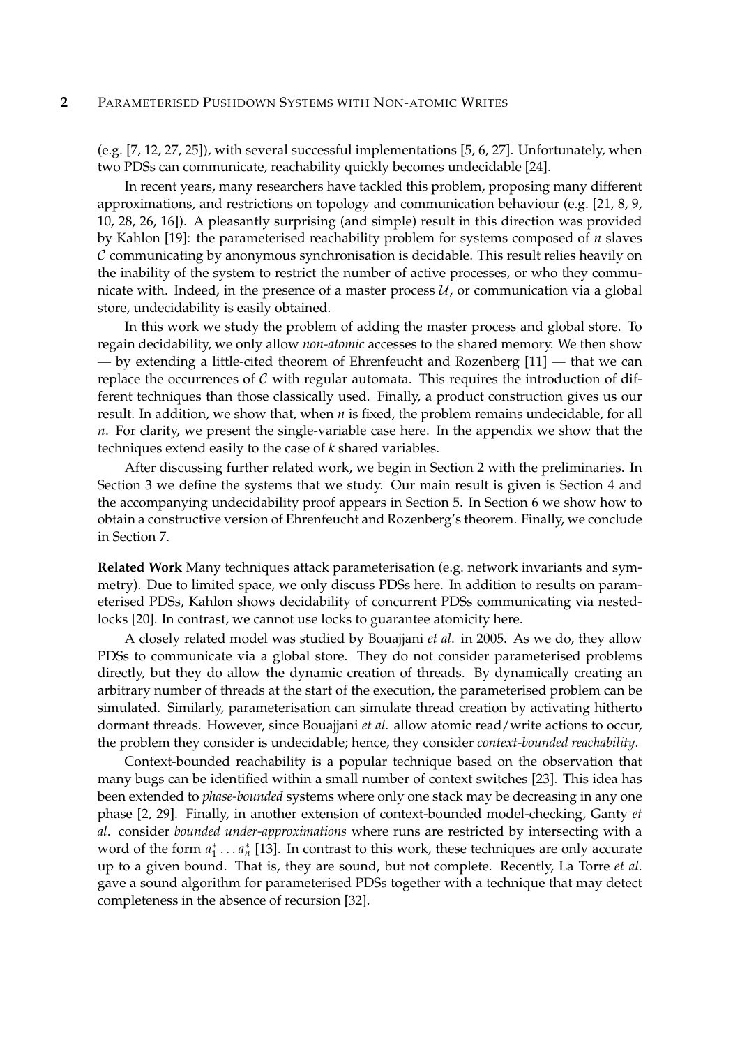(e.g. [7, 12, 27, 25]), with several successful implementations [5, 6, 27]. Unfortunately, when two PDSs can communicate, reachability quickly becomes undecidable [24].

In recent years, many researchers have tackled this problem, proposing many different approximations, and restrictions on topology and communication behaviour (e.g. [21, 8, 9, 10, 28, 26, 16]). A pleasantly surprising (and simple) result in this direction was provided by Kahlon [19]: the parameterised reachability problem for systems composed of $n$ slaves $\mathcal{C}$ communicating by anonymous synchronisation is decidable. This result relies heavily on the inability of the system to restrict the number of active processes, or who they communicate with. Indeed, in the presence of a master process $\mathcal{U}$, or communication via a global store, undecidability is easily obtained.

In this work we study the problem of adding the master process and global store. To regain decidability, we only allow *non-atomic* accesses to the shared memory. We then show — by extending a little-cited theorem of Ehrenfeucht and Rozenberg [11] — that we can replace the occurrences of $\mathcal{C}$ with regular automata. This requires the introduction of different techniques than those classically used. Finally, a product construction gives us our result. In addition, we show that, when $n$ is fixed, the problem remains undecidable, for all $n$. For clarity, we present the single-variable case here. In the appendix we show that the techniques extend easily to the case of $k$ shared variables.

After discussing further related work, we begin in Section 2 with the preliminaries. In Section 3 we define the systems that we study. Our main result is given is Section 4 and the accompanying undecidability proof appears in Section 5. In Section 6 we show how to obtain a constructive version of Ehrenfeucht and Rozenberg's theorem. Finally, we conclude in Section 7.

**Related Work** Many techniques attack parameterisation (e.g. network invariants and symmetry). Due to limited space, we only discuss PDSs here. In addition to results on parameterised PDSs, Kahlon shows decidability of concurrent PDSs communicating via nested-locks [20]. In contrast, we cannot use locks to guarantee atomicity here.

A closely related model was studied by Bouajjani *et al*. in 2005. As we do, they allow PDSs to communicate via a global store. They do not consider parameterised problems directly, but they do allow the dynamic creation of threads. By dynamically creating an arbitrary number of threads at the start of the execution, the parameterised problem can be simulated. Similarly, parameterisation can simulate thread creation by activating hitherto dormant threads. However, since Bouajjani *et al*. allow atomic read/write actions to occur, the problem they consider is undecidable; hence, they consider *context-bounded reachability*.

Context-bounded reachability is a popular technique based on the observation that many bugs can be identified within a small number of context switches [23]. This idea has been extended to *phase-bounded* systems where only one stack may be decreasing in any one phase [2, 29]. Finally, in another extension of context-bounded model-checking, Ganty *et al*. consider *bounded under-approximations* where runs are restricted by intersecting with a word of the form $a_1^* \ldots a_n^*$ [13]. In contrast to this work, these techniques are only accurate up to a given bound. That is, they are sound, but not complete. Recently, La Torre *et al*. gave a sound algorithm for parameterised PDSs together with a technique that may detect completeness in the absence of recursion [32].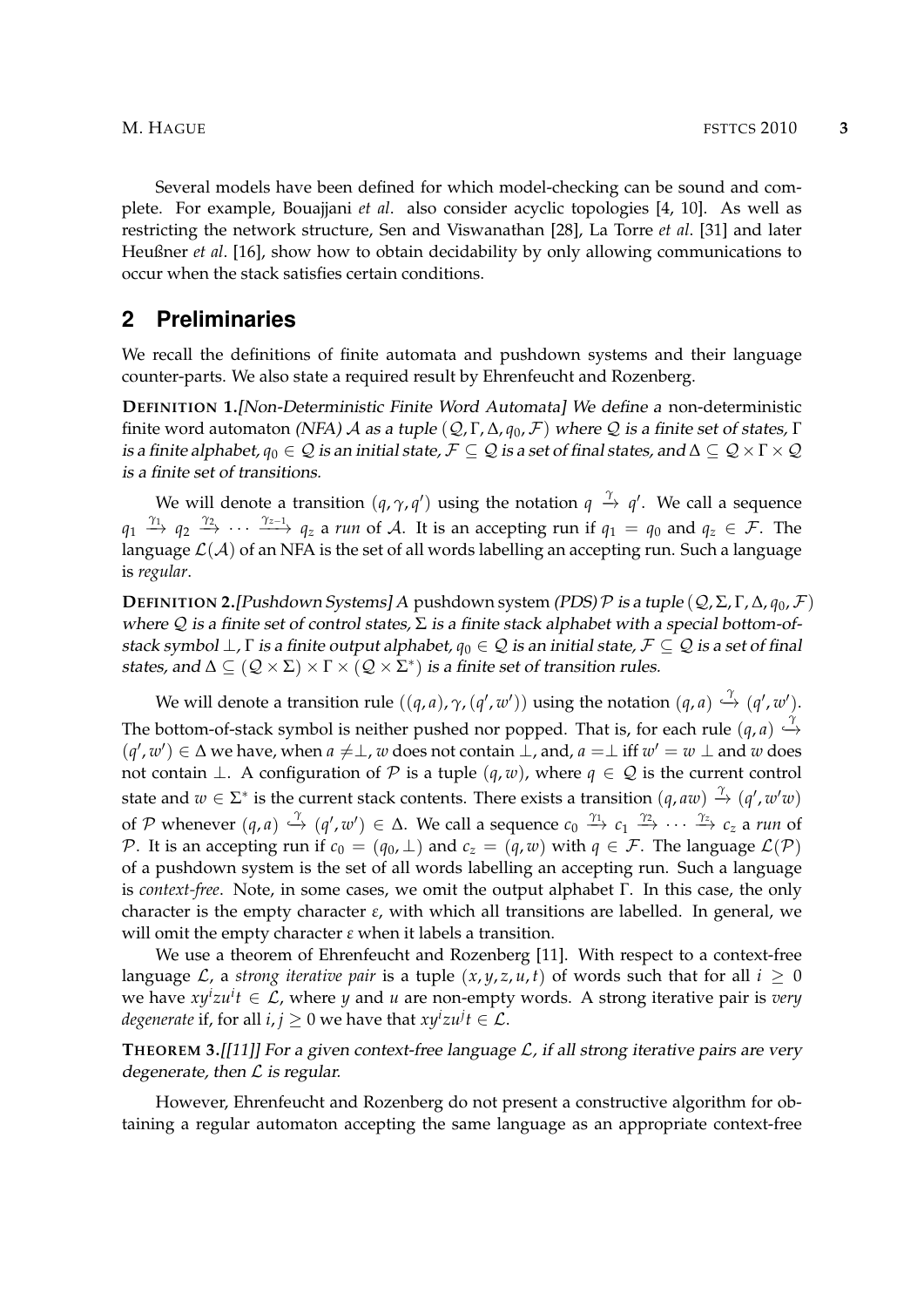Several models have been defined for which model-checking can be sound and complete. For example, Bouajjani *et al*. also consider acyclic topologies [4, 10]. As well as restricting the network structure, Sen and Viswanathan [28], La Torre *et al*. [31] and later Heußner *et al*. [16], show how to obtain decidability by only allowing communications to occur when the stack satisfies certain conditions.

## 2 Preliminaries

We recall the definitions of finite automata and pushdown systems and their language counter-parts. We also state a required result by Ehrenfeucht and Rozenberg.

**DEFINITION 1.**[Non-Deterministic Finite Word Automata] *We define a* non-deterministic finite word automaton *(NFA) $\mathcal{A}$ as a tuple $(\mathcal{Q}, \Gamma, \Delta, q_0, \mathcal{F})$ where $\mathcal{Q}$ is a finite set of states, $\Gamma$ is a finite alphabet, $q_0 \in \mathcal{Q}$ is an initial state, $\mathcal{F} \subseteq \mathcal{Q}$ is a set of final states, and $\Delta \subseteq \mathcal{Q} \times \Gamma \times \mathcal{Q}$ is a finite set of transitions.*

We will denote a transition $(q, \gamma, q')$ using the notation $q \xrightarrow{\gamma} q'$. We call a sequence $q_1 \xrightarrow{\gamma_1} q_2 \xrightarrow{\gamma_2} \cdots \xrightarrow{\gamma_{z-1}} q_z$ a *run* of $\mathcal{A}$. It is an accepting run if $q_1 = q_0$ and $q_z \in \mathcal{F}$. The language $\mathcal{L}(\mathcal{A})$ of an NFA is the set of all words labelling an accepting run. Such a language is *regular*.

**DEFINITION 2.**[Pushdown Systems] *A* pushdown system *(PDS) $\mathcal{P}$ is a tuple $(\mathcal{Q}, \Sigma, \Gamma, \Delta, q_0, \mathcal{F})$ where $\mathcal{Q}$ is a finite set of control states, $\Sigma$ is a finite stack alphabet with a special bottom-of-stack symbol $\perp$, $\Gamma$ is a finite output alphabet, $q_0 \in \mathcal{Q}$ is an initial state, $\mathcal{F} \subseteq \mathcal{Q}$ is a set of final states, and $\Delta \subseteq (\mathcal{Q} \times \Sigma) \times \Gamma \times (\mathcal{Q} \times \Sigma^*)$ is a finite set of transition rules.*

We will denote a transition rule $((q, a), \gamma, (q', w'))$ using the notation $(q, a) \xhookrightarrow{\gamma} (q', w')$. The bottom-of-stack symbol is neither pushed nor popped. That is, for each rule $(q, a) \xhookrightarrow{\gamma} (q', w') \in \Delta$ we have, when $a \neq \perp$, $w$ does not contain $\perp$, and, $a = \perp$ iff $w' = w \perp$ and $w$ does not contain $\perp$. A configuration of $\mathcal{P}$ is a tuple $(q, w)$, where $q \in \mathcal{Q}$ is the current control state and $w \in \Sigma^*$ is the current stack contents. There exists a transition $(q, aw) \xrightarrow{\gamma} (q', w'w)$ of $\mathcal{P}$ whenever $(q, a) \xhookrightarrow{\gamma} (q', w') \in \Delta$. We call a sequence $c_0 \xrightarrow{\gamma_1} c_1 \xrightarrow{\gamma_2} \cdots \xrightarrow{\gamma_z} c_z$ a *run* of $\mathcal{P}$. It is an accepting run if $c_0 = (q_0, \perp)$ and $c_z = (q, w)$ with $q \in \mathcal{F}$. The language $\mathcal{L}(\mathcal{P})$ of a pushdown system is the set of all words labelling an accepting run. Such a language is *context-free*. Note, in some cases, we omit the output alphabet $\Gamma$. In this case, the only character is the empty character $\varepsilon$, with which all transitions are labelled. In general, we will omit the empty character $\varepsilon$ when it labels a transition.

We use a theorem of Ehrenfeucht and Rozenberg [11]. With respect to a context-free language $\mathcal{L}$, a *strong iterative pair* is a tuple $(x, y, z, u, t)$ of words such that for all $i \geq 0$ we have $xy^izu^it \in \mathcal{L}$, where $y$ and $u$ are non-empty words. A strong iterative pair is *very degenerate* if, for all $i, j \geq 0$ we have that $xy^izu^jt \in \mathcal{L}$.

**THEOREM 3.**[[11]] *For a given context-free language $\mathcal{L}$, if all strong iterative pairs are very degenerate, then $\mathcal{L}$ is regular.*

However, Ehrenfeucht and Rozenberg do not present a constructive algorithm for obtaining a regular automaton accepting the same language as an appropriate context-free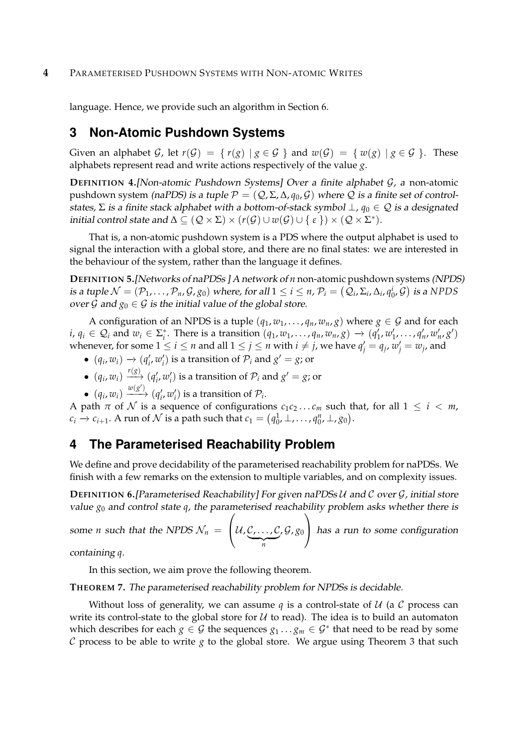language. Hence, we provide such an algorithm in Section 6.

## 3 Non-Atomic Pushdown Systems

Given an alphabet $\mathcal{G}$, let $r(\mathcal{G}) = \{ r(g) \mid g \in \mathcal{G} \}$ and $w(\mathcal{G}) = \{ w(g) \mid g \in \mathcal{G} \}$. These alphabets represent read and write actions respectively of the value $g$.

**DEFINITION 4.** *[Non-atomic Pushdown Systems] Over a finite alphabet $\mathcal{G}$, a* non-atomic pushdown system *(naPDS) is a tuple $\mathcal{P} = (\mathcal{Q}, \Sigma, \Delta, q_0, \mathcal{G})$ where $\mathcal{Q}$ is a finite set of control-states, $\Sigma$ is a finite stack alphabet with a bottom-of-stack symbol $\perp$, $q_0 \in \mathcal{Q}$ is a designated initial control state and $\Delta \subseteq (\mathcal{Q} \times \Sigma) \times (r(\mathcal{G}) \cup w(\mathcal{G}) \cup \{ \varepsilon \}) \times (\mathcal{Q} \times \Sigma^*)$.*

That is, a non-atomic pushdown system is a PDS where the output alphabet is used to signal the interaction with a global store, and there are no final states: we are interested in the behaviour of the system, rather than the language it defines.

**DEFINITION 5.** *[Networks of naPDSs ] A network of $n$* non-atomic pushdown systems *(NPDS) is a tuple $\mathcal{N} = (\mathcal{P}_1, \ldots, \mathcal{P}_n, \mathcal{G}, g_0)$ where, for all $1 \leq i \leq n$, $\mathcal{P}_i = \left(\mathcal{Q}_i, \Sigma_i, \Delta_i, q_0^i, \mathcal{G}\right)$ is a NPDS over $\mathcal{G}$ and $g_0 \in \mathcal{G}$ is the initial value of the global store.*

A configuration of an NPDS is a tuple $(q_1, w_1, \ldots, q_n, w_n, g)$ where $g \in \mathcal{G}$ and for each $i$, $q_i \in \mathcal{Q}_i$ and $w_i \in \Sigma_i^*$. There is a transition $(q_1, w_1, \ldots, q_n, w_n, g) \to (q_1', w_1', \ldots, q_n', w_n', g')$ whenever, for some $1 \leq i \leq n$ and all $1 \leq j \leq n$ with $i \neq j$, we have $q_j' = q_j$, $w_j' = w_j$, and

- $(q_i, w_i) \to (q_i', w_i')$ is a transition of $\mathcal{P}_i$ and $g' = g$; or
- $(q_i, w_i) \xrightarrow{r(g)} (q_i', w_i')$ is a transition of $\mathcal{P}_i$ and $g' = g$; or
- $(q_i, w_i) \xrightarrow{w(g')} (q_i', w_i')$ is a transition of $\mathcal{P}_i$.

A path $\pi$ of $\mathcal{N}$ is a sequence of configurations $c_1 c_2 \ldots c_m$ such that, for all $1 \leq i < m$, $c_i \to c_{i+1}$. A run of $\mathcal{N}$ is a path such that $c_1 = \left(q_0^1, \perp, \ldots, q_0^n, \perp, g_0\right)$.

## 4 The Parameterised Reachability Problem

We define and prove decidability of the parameterised reachability problem for naPDSs. We finish with a few remarks on the extension to multiple variables, and on complexity issues.

**DEFINITION 6.** *[Parameterised Reachability] For given naPDSs $\mathcal{U}$ and $\mathcal{C}$ over $\mathcal{G}$, initial store value $g_0$ and control state $q$, the parameterised reachability problem asks whether there is some $n$ such that the NPDS $\mathcal{N}_n = \left(\mathcal{U}, \underbrace{\mathcal{C}, \ldots, \mathcal{C}}_{n}, \mathcal{G}, g_0\right)$ has a run to some configuration containing $q$.*

In this section, we aim prove the following theorem.

**THEOREM 7.** *The parameterised reachability problem for NPDSs is decidable.*

Without loss of generality, we can assume $q$ is a control-state of $\mathcal{U}$ (a $\mathcal{C}$ process can write its control-state to the global store for $\mathcal{U}$ to read). The idea is to build an automaton which describes for each $g \in \mathcal{G}$ the sequences $g_1 \ldots g_m \in \mathcal{G}^*$ that need to be read by some $\mathcal{C}$ process to be able to write $g$ to the global store. We argue using Theorem 3 that such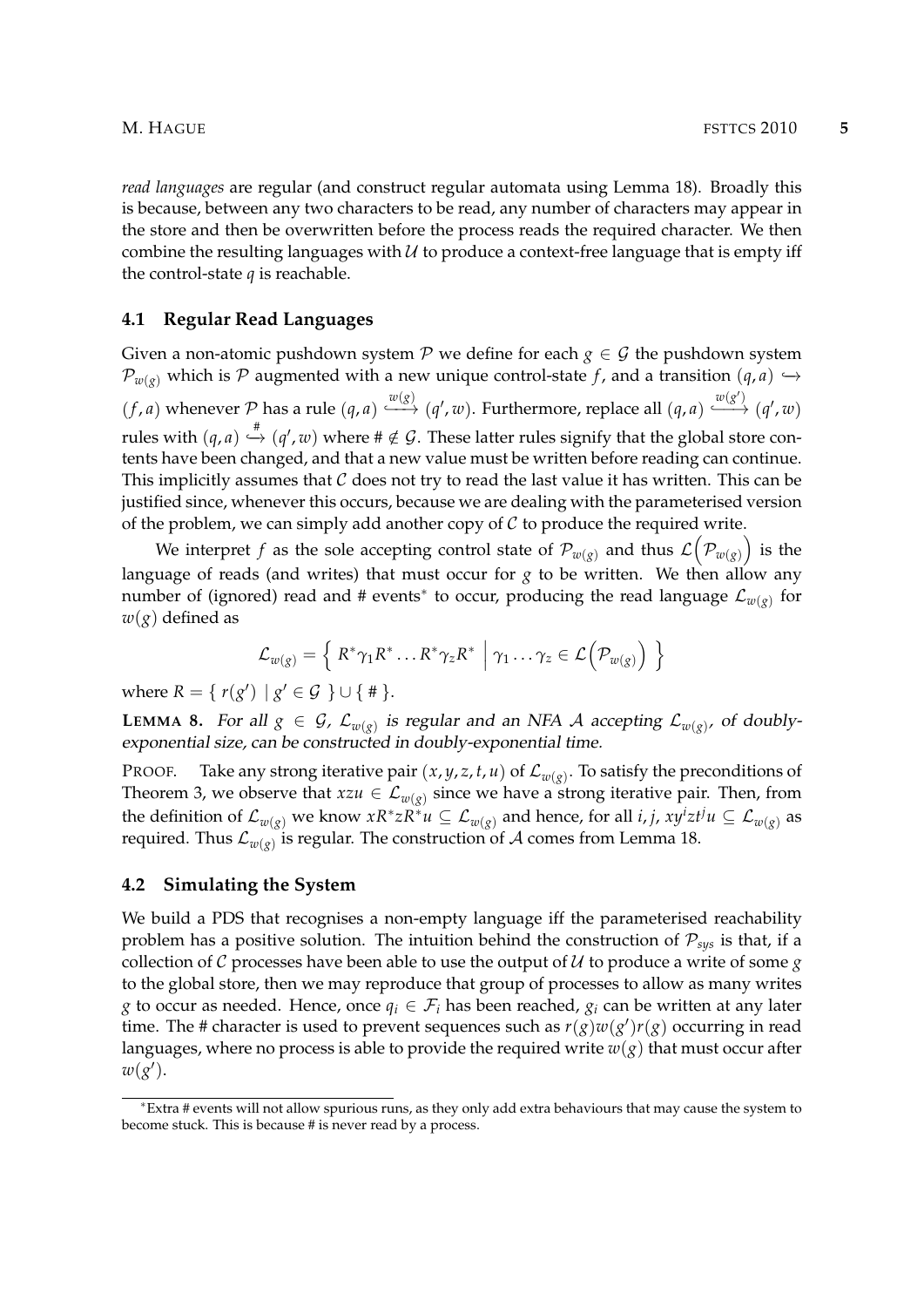*read languages* are regular (and construct regular automata using Lemma 18). Broadly this is because, between any two characters to be read, any number of characters may appear in the store and then be overwritten before the process reads the required character. We then combine the resulting languages with $\mathcal{U}$ to produce a context-free language that is empty iff the control-state $q$ is reachable.

### 4.1 Regular Read Languages

Given a non-atomic pushdown system $\mathcal{P}$ we define for each $g \in \mathcal{G}$ the pushdown system $\mathcal{P}_{w(g)}$ which is $\mathcal{P}$ augmented with a new unique control-state $f$, and a transition $(q, a) \hookrightarrow (f, a)$ whenever $\mathcal{P}$ has a rule $(q, a) \xhookrightarrow{w(g)} (q', w)$. Furthermore, replace all $(q, a) \xhookrightarrow{w(g')} (q', w)$ rules with $(q, a) \xhookrightarrow{\#} (q', w)$ where $\# \notin \mathcal{G}$. These latter rules signify that the global store contents have been changed, and that a new value must be written before reading can continue. This implicitly assumes that $\mathcal{C}$ does not try to read the last value it has written. This can be justified since, whenever this occurs, because we are dealing with the parameterised version of the problem, we can simply add another copy of $\mathcal{C}$ to produce the required write.

We interpret $f$ as the sole accepting control state of $\mathcal{P}_{w(g)}$ and thus $\mathcal{L}\left(\mathcal{P}_{w(g)}\right)$ is the language of reads (and writes) that must occur for $g$ to be written. We then allow any number of (ignored) read and # events[*] to occur, producing the read language $\mathcal{L}_{w(g)}$ for $w(g)$ defined as

$$\mathcal{L}_{w(g)} = \left\{ R^*\gamma_1 R^* \dots R^*\gamma_z R^* \;\middle|\; \gamma_1 \dots \gamma_z \in \mathcal{L}\left(\mathcal{P}_{w(g)}\right) \right\}$$

where $R = \{ r(g') \mid g' \in \mathcal{G} \} \cup \{ \# \}$.

**LEMMA 8.** *For all $g \in \mathcal{G}$, $\mathcal{L}_{w(g)}$ is regular and an NFA $\mathcal{A}$ accepting $\mathcal{L}_{w(g)}$, of doubly-exponential size, can be constructed in doubly-exponential time.*

PROOF. Take any strong iterative pair $(x, y, z, t, u)$ of $\mathcal{L}_{w(g)}$. To satisfy the preconditions of Theorem 3, we observe that $xzu \in \mathcal{L}_{w(g)}$ since we have a strong iterative pair. Then, from the definition of $\mathcal{L}_{w(g)}$ we know $xR^*zR^*u \subseteq \mathcal{L}_{w(g)}$ and hence, for all $i, j$, $xy^i zt^j u \subseteq \mathcal{L}_{w(g)}$ as required. Thus $\mathcal{L}_{w(g)}$ is regular. The construction of $\mathcal{A}$ comes from Lemma 18.

### 4.2 Simulating the System

We build a PDS that recognises a non-empty language iff the parameterised reachability problem has a positive solution. The intuition behind the construction of $\mathcal{P}_{sys}$ is that, if a collection of $\mathcal{C}$ processes have been able to use the output of $\mathcal{U}$ to produce a write of some $g$ to the global store, then we may reproduce that group of processes to allow as many writes $g$ to occur as needed. Hence, once $q_i \in \mathcal{F}_i$ has been reached, $g_i$ can be written at any later time. The # character is used to prevent sequences such as $r(g)w(g')r(g)$ occurring in read languages, where no process is able to provide the required write $w(g)$ that must occur after $w(g')$.

---

[*] Extra # events will not allow spurious runs, as they only add extra behaviours that may cause the system to become stuck. This is because # is never read by a process.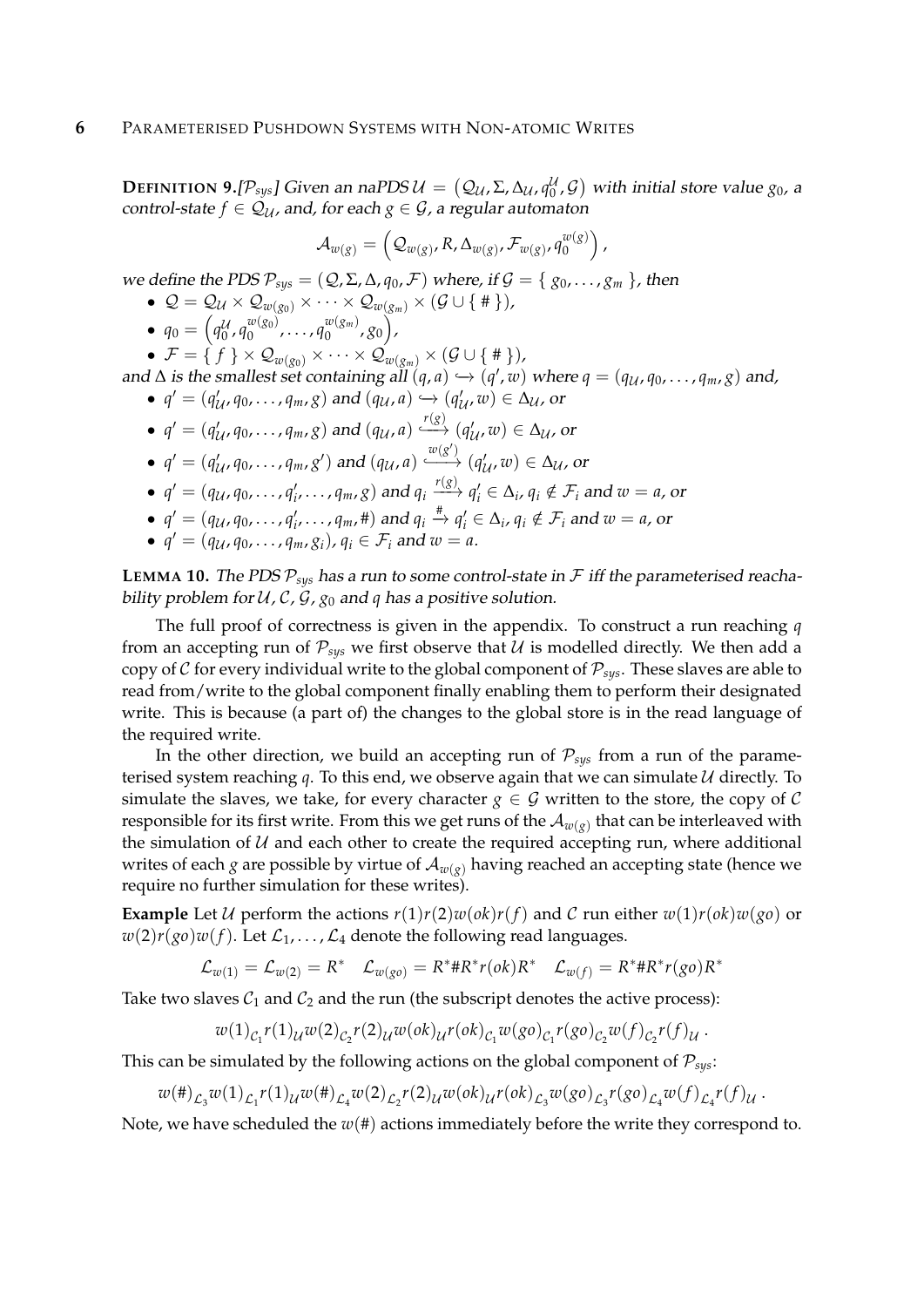**DEFINITION 9.**[$\mathcal{P}_{sys}$] *Given an naPDS $\mathcal{U} = \left(\mathcal{Q}_{\mathcal{U}}, \Sigma, \Delta_{\mathcal{U}}, q_0^{\mathcal{U}}, \mathcal{G}\right)$ with initial store value $g_0$, a control-state $f \in \mathcal{Q}_{\mathcal{U}}$, and, for each $g \in \mathcal{G}$, a regular automaton*

$$\mathcal{A}_{w(g)} = \left(\mathcal{Q}_{w(g)}, R, \Delta_{w(g)}, \mathcal{F}_{w(g)}, q_0^{w(g)}\right),$$

*we define the PDS $\mathcal{P}_{sys} = (\mathcal{Q}, \Sigma, \Delta, q_0, \mathcal{F})$ where, if $\mathcal{G} = \{ g_0, \ldots, g_m \}$, then*

- $\mathcal{Q} = \mathcal{Q}_{\mathcal{U}} \times \mathcal{Q}_{w(g_0)} \times \cdots \times \mathcal{Q}_{w(g_m)} \times (\mathcal{G} \cup \{ \# \})$,
- $q_0 = \left(q_0^{\mathcal{U}}, q_0^{w(g_0)}, \ldots, q_0^{w(g_m)}, g_0\right)$,
- $\mathcal{F} = \{ f \} \times \mathcal{Q}_{w(g_0)} \times \cdots \times \mathcal{Q}_{w(g_m)} \times (\mathcal{G} \cup \{ \# \})$,

*and $\Delta$ is the smallest set containing all $(q, a) \hookrightarrow (q', w)$ where $q = (q_{\mathcal{U}}, q_0, \ldots, q_m, g)$ and,*

- $q' = (q'_{\mathcal{U}}, q_0, \ldots, q_m, g)$ *and* $(q_{\mathcal{U}}, a) \hookrightarrow (q'_{\mathcal{U}}, w) \in \Delta_{\mathcal{U}}$, *or*
- $q' = (q'_{\mathcal{U}}, q_0, \ldots, q_m, g)$ *and* $(q_{\mathcal{U}}, a) \xhookrightarrow{r(g)} (q'_{\mathcal{U}}, w) \in \Delta_{\mathcal{U}}$, *or*
- $q' = (q'_{\mathcal{U}}, q_0, \ldots, q_m, g')$ *and* $(q_{\mathcal{U}}, a) \xhookrightarrow{w(g')} (q'_{\mathcal{U}}, w) \in \Delta_{\mathcal{U}}$, *or*
- $q' = (q_{\mathcal{U}}, q_0, \ldots, q'_i, \ldots, q_m, g)$ *and* $q_i \xrightarrow{r(g)} q'_i \in \Delta_i$, $q_i \notin \mathcal{F}_i$ *and* $w = a$, *or*
- $q' = (q_{\mathcal{U}}, q_0, \ldots, q'_i, \ldots, q_m, \#)$ *and* $q_i \xrightarrow{\#} q'_i \in \Delta_i$, $q_i \notin \mathcal{F}_i$ *and* $w = a$, *or*
- $q' = (q_{\mathcal{U}}, q_0, \ldots, q_m, g_i)$, $q_i \in \mathcal{F}_i$ *and* $w = a$.

**LEMMA 10.** *The PDS $\mathcal{P}_{sys}$ has a run to some control-state in $\mathcal{F}$ iff the parameterised reachability problem for $\mathcal{U}$, $\mathcal{C}$, $\mathcal{G}$, $g_0$ and $q$ has a positive solution.*

The full proof of correctness is given in the appendix. To construct a run reaching $q$ from an accepting run of $\mathcal{P}_{sys}$ we first observe that $\mathcal{U}$ is modelled directly. We then add a copy of $\mathcal{C}$ for every individual write to the global component of $\mathcal{P}_{sys}$. These slaves are able to read from/write to the global component finally enabling them to perform their designated write. This is because (a part of) the changes to the global store is in the read language of the required write.

In the other direction, we build an accepting run of $\mathcal{P}_{sys}$ from a run of the parameterised system reaching $q$. To this end, we observe again that we can simulate $\mathcal{U}$ directly. To simulate the slaves, we take, for every character $g \in \mathcal{G}$ written to the store, the copy of $\mathcal{C}$ responsible for its first write. From this we get runs of the $\mathcal{A}_{w(g)}$ that can be interleaved with the simulation of $\mathcal{U}$ and each other to create the required accepting run, where additional writes of each $g$ are possible by virtue of $\mathcal{A}_{w(g)}$ having reached an accepting state (hence we require no further simulation for these writes).

**Example** Let $\mathcal{U}$ perform the actions $r(1)r(2)w(ok)r(f)$ and $\mathcal{C}$ run either $w(1)r(ok)w(go)$ or $w(2)r(go)w(f)$. Let $\mathcal{L}_1, \ldots, \mathcal{L}_4$ denote the following read languages.

$$\mathcal{L}_{w(1)} = \mathcal{L}_{w(2)} = R^* \quad \mathcal{L}_{w(go)} = R^*\#R^*r(ok)R^* \quad \mathcal{L}_{w(f)} = R^*\#R^*r(go)R^*$$

Take two slaves $\mathcal{C}_1$ and $\mathcal{C}_2$ and the run (the subscript denotes the active process):

$$w(1)_{\mathcal{C}_1} r(1)_{\mathcal{U}} w(2)_{\mathcal{C}_2} r(2)_{\mathcal{U}} w(ok)_{\mathcal{U}} r(ok)_{\mathcal{C}_1} w(go)_{\mathcal{C}_1} r(go)_{\mathcal{C}_2} w(f)_{\mathcal{C}_2} r(f)_{\mathcal{U}}\,.$$

This can be simulated by the following actions on the global component of $\mathcal{P}_{sys}$:

$$w(\#)_{\mathcal{L}_3} w(1)_{\mathcal{L}_1} r(1)_{\mathcal{U}} w(\#)_{\mathcal{L}_4} w(2)_{\mathcal{L}_2} r(2)_{\mathcal{U}} w(ok)_{\mathcal{U}} r(ok)_{\mathcal{L}_3} w(go)_{\mathcal{L}_3} r(go)_{\mathcal{L}_4} w(f)_{\mathcal{L}_4} r(f)_{\mathcal{U}}\,.$$

Note, we have scheduled the $w(\#)$ actions immediately before the write they correspond to.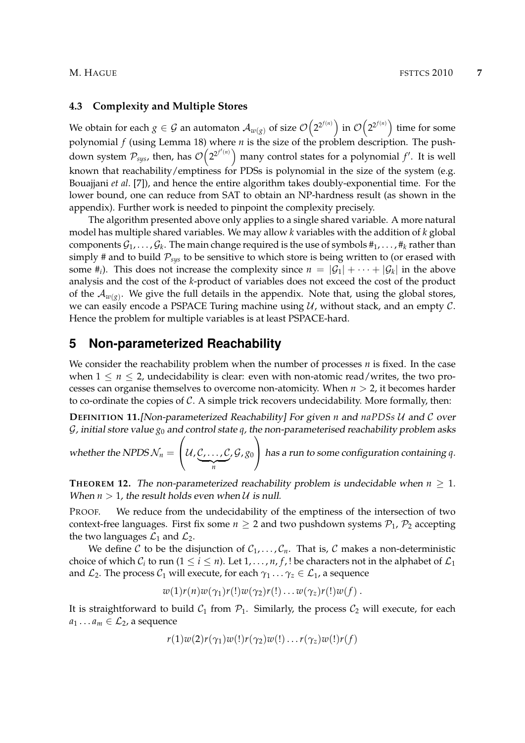### 4.3 Complexity and Multiple Stores

We obtain for each $g \in \mathcal{G}$ an automaton $\mathcal{A}_{w(g)}$ of size $\mathcal{O}\left(2^{2^{f(n)}}\right)$ in $\mathcal{O}\left(2^{2^{f(n)}}\right)$ time for some polynomial $f$ (using Lemma 18) where $n$ is the size of the problem description. The pushdown system $\mathcal{P}_{sys}$, then, has $\mathcal{O}\left(2^{2^{f'(n)}}\right)$ many control states for a polynomial $f'$. It is well known that reachability/emptiness for PDSs is polynomial in the size of the system (e.g. Bouajjani *et al*. [7]), and hence the entire algorithm takes doubly-exponential time. For the lower bound, one can reduce from SAT to obtain an NP-hardness result (as shown in the appendix). Further work is needed to pinpoint the complexity precisely.

The algorithm presented above only applies to a single shared variable. A more natural model has multiple shared variables. We may allow $k$ variables with the addition of $k$ global components $\mathcal{G}_1, \ldots, \mathcal{G}_k$. The main change required is the use of symbols $\#_1, \ldots, \#_k$ rather than simply # and to build $\mathcal{P}_{sys}$ to be sensitive to which store is being written to (or erased with some $\#_i$). This does not increase the complexity since $n = |\mathcal{G}_1| + \cdots + |\mathcal{G}_k|$ in the above analysis and the cost of the $k$-product of variables does not exceed the cost of the product of the $\mathcal{A}_{w(g)}$. We give the full details in the appendix. Note that, using the global stores, we can easily encode a PSPACE Turing machine using $\mathcal{U}$, without stack, and an empty $\mathcal{C}$. Hence the problem for multiple variables is at least PSPACE-hard.

## 5 Non-parameterized Reachability

We consider the reachability problem when the number of processes $n$ is fixed. In the case when $1 \leq n \leq 2$, undecidability is clear: even with non-atomic read/writes, the two processes can organise themselves to overcome non-atomicity. When $n > 2$, it becomes harder to co-ordinate the copies of $\mathcal{C}$. A simple trick recovers undecidability. More formally, then:

**DEFINITION 11.** *[Non-parameterized Reachability] For given $n$ and naPDSs $\mathcal{U}$ and $\mathcal{C}$ over $\mathcal{G}$, initial store value $g_0$ and control state $q$, the non-parameterised reachability problem asks whether the NPDS $\mathcal{N}_n = \left(\mathcal{U}, \underbrace{\mathcal{C}, \ldots, \mathcal{C}}_{n}, \mathcal{G}, g_0\right)$ has a run to some configuration containing $q$.*

**THEOREM 12.** *The non-parameterized reachability problem is undecidable when $n \geq 1$. When $n > 1$, the result holds even when $\mathcal{U}$ is null.*

PROOF. We reduce from the undecidability of the emptiness of the intersection of two context-free languages. First fix some $n \geq 2$ and two pushdown systems $\mathcal{P}_1$, $\mathcal{P}_2$ accepting the two languages $\mathcal{L}_1$ and $\mathcal{L}_2$.

We define $\mathcal{C}$ to be the disjunction of $\mathcal{C}_1, \ldots, \mathcal{C}_n$. That is, $\mathcal{C}$ makes a non-deterministic choice of which $\mathcal{C}_i$ to run ($1 \leq i \leq n$). Let $1, \ldots, n, f, !$ be characters not in the alphabet of $\mathcal{L}_1$ and $\mathcal{L}_2$. The process $\mathcal{C}_1$ will execute, for each $\gamma_1 \ldots \gamma_z \in \mathcal{L}_1$, a sequence

$$w(1)r(n)w(\gamma_1)r(!)w(\gamma_2)r(!) \ldots w(\gamma_z)r(!)w(f) .$$

It is straightforward to build $\mathcal{C}_1$ from $\mathcal{P}_1$. Similarly, the process $\mathcal{C}_2$ will execute, for each $a_1 \ldots a_m \in \mathcal{L}_2$, a sequence

$$r(1)w(2)r(\gamma_1)w(!)r(\gamma_2)w(!) \ldots r(\gamma_z)w(!)r(f)$$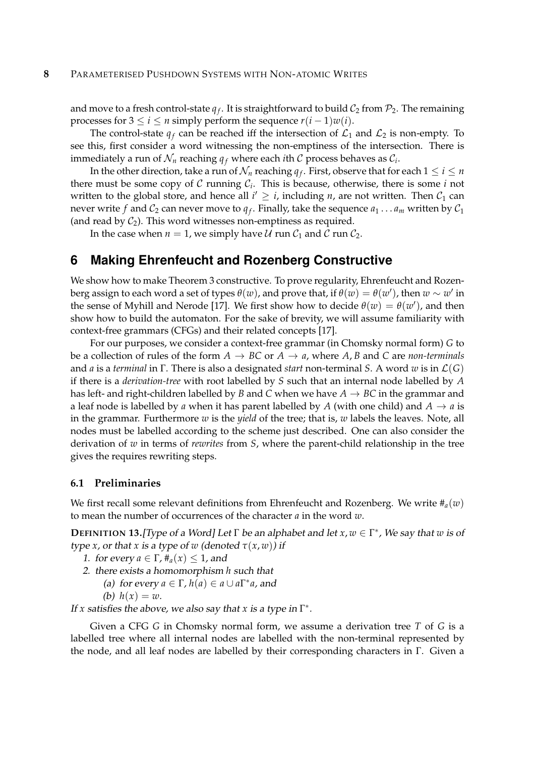and move to a fresh control-state $q_f$. It is straightforward to build $\mathcal{C}_2$ from $\mathcal{P}_2$. The remaining processes for $3 \leq i \leq n$ simply perform the sequence $r(i-1)w(i)$.

The control-state $q_f$ can be reached iff the intersection of $\mathcal{L}_1$ and $\mathcal{L}_2$ is non-empty. To see this, first consider a word witnessing the non-emptiness of the intersection. There is immediately a run of $\mathcal{N}_n$ reaching $q_f$ where each $i$th $\mathcal{C}$ process behaves as $\mathcal{C}_i$.

In the other direction, take a run of $\mathcal{N}_n$ reaching $q_f$. First, observe that for each $1 \leq i \leq n$ there must be some copy of $\mathcal{C}$ running $\mathcal{C}_i$. This is because, otherwise, there is some $i$ not written to the global store, and hence all $i' \geq i$, including $n$, are not written. Then $\mathcal{C}_1$ can never write $f$ and $\mathcal{C}_2$ can never move to $q_f$. Finally, take the sequence $a_1 \ldots a_m$ written by $\mathcal{C}_1$ (and read by $\mathcal{C}_2$). This word witnesses non-emptiness as required.

In the case when $n = 1$, we simply have $\mathcal{U}$ run $\mathcal{C}_1$ and $\mathcal{C}$ run $\mathcal{C}_2$.

## 6 Making Ehrenfeucht and Rozenberg Constructive

We show how to make Theorem 3 constructive. To prove regularity, Ehrenfeucht and Rozenberg assign to each word a set of types $\theta(w)$, and prove that, if $\theta(w) = \theta(w')$, then $w \sim w'$ in the sense of Myhill and Nerode [17]. We first show how to decide $\theta(w) = \theta(w')$, and then show how to build the automaton. For the sake of brevity, we will assume familiarity with context-free grammars (CFGs) and their related concepts [17].

For our purposes, we consider a context-free grammar (in Chomsky normal form) $G$ to be a collection of rules of the form $A \rightarrow BC$ or $A \rightarrow a$, where $A, B$ and $C$ are *non-terminals* and $a$ is a *terminal* in $\Gamma$. There is also a designated *start* non-terminal $S$. A word $w$ is in $\mathcal{L}(G)$ if there is a *derivation-tree* with root labelled by $S$ such that an internal node labelled by $A$ has left- and right-children labelled by $B$ and $C$ when we have $A \rightarrow BC$ in the grammar and a leaf node is labelled by $a$ when it has parent labelled by $A$ (with one child) and $A \rightarrow a$ is in the grammar. Furthermore $w$ is the *yield* of the tree; that is, $w$ labels the leaves. Note, all nodes must be labelled according to the scheme just described. One can also consider the derivation of $w$ in terms of *rewrites* from $S$, where the parent-child relationship in the tree gives the requires rewriting steps.

### 6.1 Preliminaries

We first recall some relevant definitions from Ehrenfeucht and Rozenberg. We write $\#_a(w)$ to mean the number of occurrences of the character $a$ in the word $w$.

**Definition 13.**[Type of a Word] *Let $\Gamma$ be an alphabet and let $x, w \in \Gamma^*$, We say that $w$ is of type $x$, or that $x$ is a type of $w$ (denoted $\tau(x, w)$) if*

1. *for every $a \in \Gamma$, $\#_a(x) \leq 1$, and*
2. *there exists a homomorphism $h$ such that*
   (a) *for every $a \in \Gamma$, $h(a) \in a \cup a\Gamma^*a$, and*
   (b) *$h(x) = w$.*

*If $x$ satisfies the above, we also say that $x$ is a type in $\Gamma^*$.*

Given a CFG $G$ in Chomsky normal form, we assume a derivation tree $T$ of $G$ is a labelled tree where all internal nodes are labelled with the non-terminal represented by the node, and all leaf nodes are labelled by their corresponding characters in $\Gamma$. Given a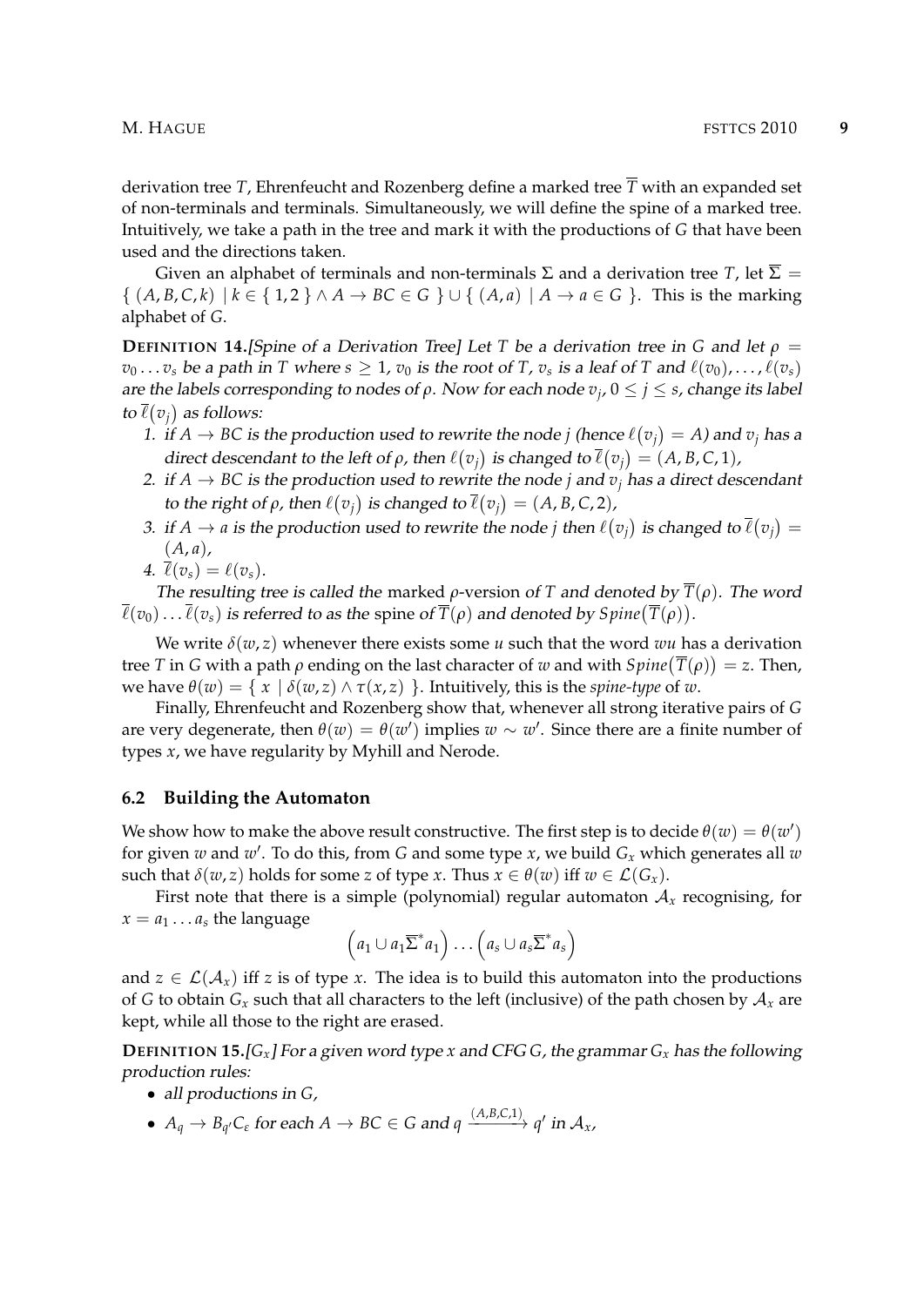derivation tree $T$, Ehrenfeucht and Rozenberg define a marked tree $\overline{T}$ with an expanded set of non-terminals and terminals. Simultaneously, we will define the spine of a marked tree. Intuitively, we take a path in the tree and mark it with the productions of $G$ that have been used and the directions taken.

Given an alphabet of terminals and non-terminals $\Sigma$ and a derivation tree $T$, let $\overline{\Sigma} = \{ (A, B, C, k) \mid k \in \{ 1, 2 \} \wedge A \rightarrow BC \in G \} \cup \{ (A, a) \mid A \rightarrow a \in G \}$. This is the marking alphabet of $G$.

**DEFINITION 14.** *[Spine of a Derivation Tree] Let $T$ be a derivation tree in $G$ and let $\rho = v_0 \ldots v_s$ be a path in $T$ where $s \geq 1$, $v_0$ is the root of $T$, $v_s$ is a leaf of $T$ and $\ell(v_0), \ldots, \ell(v_s)$ are the labels corresponding to nodes of $\rho$. Now for each node $v_j$, $0 \leq j \leq s$, change its label to $\overline{\ell}(v_j)$ as follows:*

1. *if $A \rightarrow BC$ is the production used to rewrite the node $j$ (hence $\ell(v_j) = A$) and $v_j$ has a direct descendant to the left of $\rho$, then $\ell(v_j)$ is changed to $\overline{\ell}(v_j) = (A, B, C, 1)$,*
2. *if $A \rightarrow BC$ is the production used to rewrite the node $j$ and $v_j$ has a direct descendant to the right of $\rho$, then $\ell(v_j)$ is changed to $\overline{\ell}(v_j) = (A, B, C, 2)$,*
3. *if $A \rightarrow a$ is the production used to rewrite the node $j$ then $\ell(v_j)$ is changed to $\overline{\ell}(v_j) = (A, a)$,*
4. *$\overline{\ell}(v_s) = \ell(v_s)$.*

*The resulting tree is called the* marked $\rho$-version *of $T$ and denoted by $\overline{T}(\rho)$. The word $\overline{\ell}(v_0) \ldots \overline{\ell}(v_s)$ is referred to as the* spine *of $\overline{T}(\rho)$ and denoted by $Spine(\overline{T}(\rho))$.*

We write $\delta(w, z)$ whenever there exists some $u$ such that the word $wu$ has a derivation tree $T$ in $G$ with a path $\rho$ ending on the last character of $w$ and with $Spine(\overline{T}(\rho)) = z$. Then, we have $\theta(w) = \{ x \mid \delta(w, z) \wedge \tau(x, z) \}$. Intuitively, this is the *spine-type* of $w$.

Finally, Ehrenfeucht and Rozenberg show that, whenever all strong iterative pairs of $G$ are very degenerate, then $\theta(w) = \theta(w')$ implies $w \sim w'$. Since there are a finite number of types $x$, we have regularity by Myhill and Nerode.

### 6.2 Building the Automaton

We show how to make the above result constructive. The first step is to decide $\theta(w) = \theta(w')$ for given $w$ and $w'$. To do this, from $G$ and some type $x$, we build $G_x$ which generates all $w$ such that $\delta(w, z)$ holds for some $z$ of type $x$. Thus $x \in \theta(w)$ iff $w \in \mathcal{L}(G_x)$.

First note that there is a simple (polynomial) regular automaton $\mathcal{A}_x$ recognising, for $x = a_1 \ldots a_s$ the language

$$\left(a_1 \cup a_1 \overline{\Sigma}^* a_1\right) \ldots \left(a_s \cup a_s \overline{\Sigma}^* a_s\right)$$

and $z \in \mathcal{L}(\mathcal{A}_x)$ iff $z$ is of type $x$. The idea is to build this automaton into the productions of $G$ to obtain $G_x$ such that all characters to the left (inclusive) of the path chosen by $\mathcal{A}_x$ are kept, while all those to the right are erased.

**DEFINITION 15.** *[$G_x$] For a given word type $x$ and CFG $G$, the grammar $G_x$ has the following production rules:*

- *all productions in $G$,*
- *$A_q \rightarrow B_{q'} C_\varepsilon$ for each $A \rightarrow BC \in G$ and $q \xrightarrow{(A,B,C,1)} q'$ in $\mathcal{A}_x$,*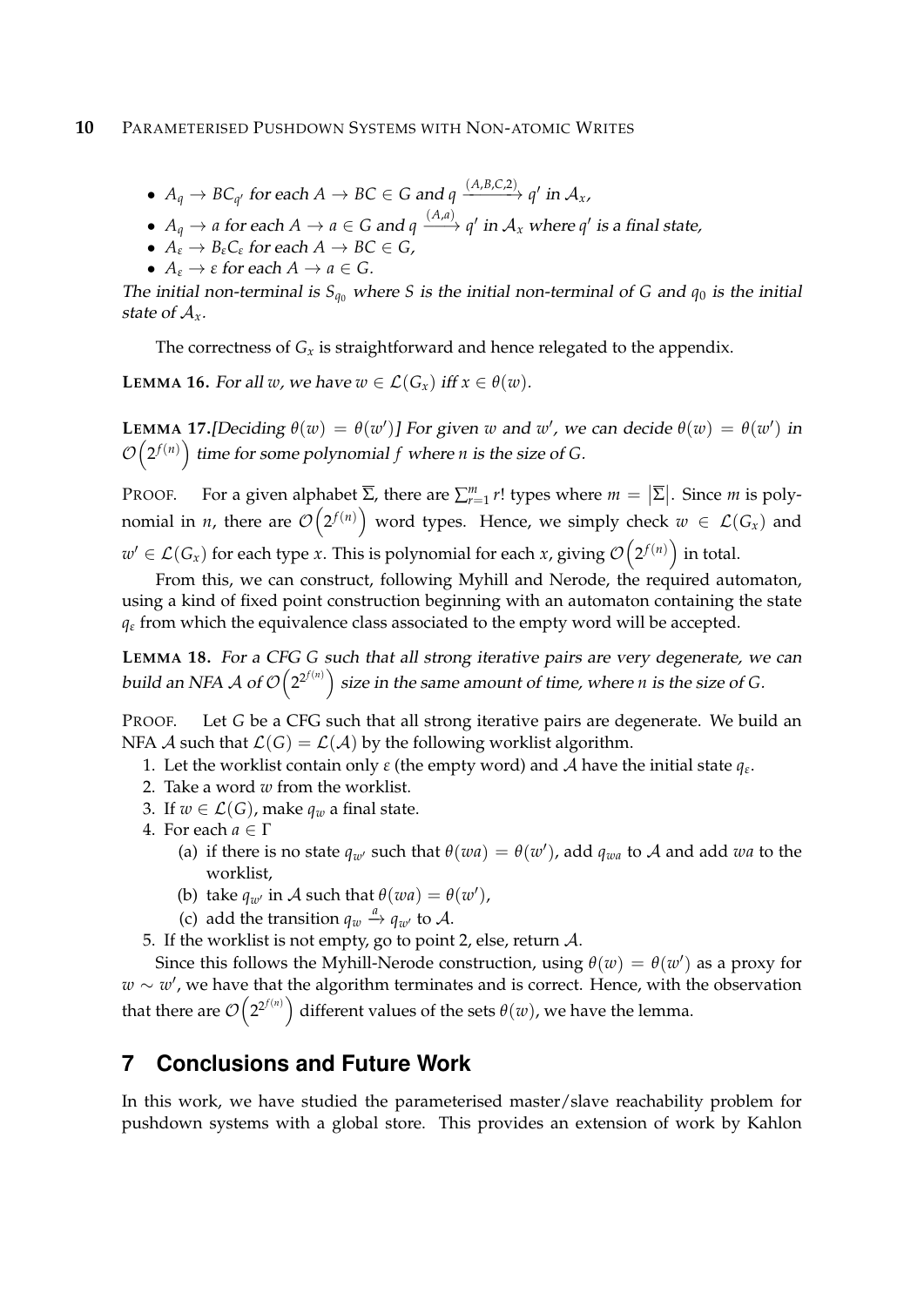- $A_q \to BC_{q'}$ for each $A \to BC \in G$ and $q \xrightarrow{(A,B,C,2)} q'$ in $\mathcal{A}_x$,
- $A_q \to a$ for each $A \to a \in G$ and $q \xrightarrow{(A,a)} q'$ in $\mathcal{A}_x$ where $q'$ is a final state,
- $A_\varepsilon \to B_\varepsilon C_\varepsilon$ for each $A \to BC \in G$,
- $A_\varepsilon \to \varepsilon$ for each $A \to a \in G$.

*The initial non-terminal is $S_{q_0}$ where $S$ is the initial non-terminal of $G$ and $q_0$ is the initial state of $\mathcal{A}_x$.*

The correctness of $G_x$ is straightforward and hence relegated to the appendix.

**LEMMA 16.** *For all $w$, we have $w \in \mathcal{L}(G_x)$ iff $x \in \theta(w)$.*

**LEMMA 17.**[*Deciding $\theta(w) = \theta(w')$*] *For given $w$ and $w'$, we can decide $\theta(w) = \theta(w')$ in $\mathcal{O}\left(2^{f(n)}\right)$ time for some polynomial $f$ where $n$ is the size of $G$.*

PROOF. For a given alphabet $\overline{\Sigma}$, there are $\sum_{r=1}^{m} r!$ types where $m = \left|\overline{\Sigma}\right|$. Since $m$ is polynomial in $n$, there are $\mathcal{O}\left(2^{f(n)}\right)$ word types. Hence, we simply check $w \in \mathcal{L}(G_x)$ and $w' \in \mathcal{L}(G_x)$ for each type $x$. This is polynomial for each $x$, giving $\mathcal{O}\left(2^{f(n)}\right)$ in total.

From this, we can construct, following Myhill and Nerode, the required automaton, using a kind of fixed point construction beginning with an automaton containing the state $q_\varepsilon$ from which the equivalence class associated to the empty word will be accepted.

**LEMMA 18.** *For a CFG $G$ such that all strong iterative pairs are very degenerate, we can build an NFA $\mathcal{A}$ of $\mathcal{O}\left(2^{2^{f(n)}}\right)$ size in the same amount of time, where $n$ is the size of $G$.*

PROOF. Let $G$ be a CFG such that all strong iterative pairs are degenerate. We build an NFA $\mathcal{A}$ such that $\mathcal{L}(G) = \mathcal{L}(\mathcal{A})$ by the following worklist algorithm.

1. Let the worklist contain only $\varepsilon$ (the empty word) and $\mathcal{A}$ have the initial state $q_\varepsilon$.
2. Take a word $w$ from the worklist.
3. If $w \in \mathcal{L}(G)$, make $q_w$ a final state.
4. For each $a \in \Gamma$
   (a) if there is no state $q_{w'}$ such that $\theta(wa) = \theta(w')$, add $q_{wa}$ to $\mathcal{A}$ and add $wa$ to the worklist,
   (b) take $q_{w'}$ in $\mathcal{A}$ such that $\theta(wa) = \theta(w')$,
   (c) add the transition $q_w \xrightarrow{a} q_{w'}$ to $\mathcal{A}$.
5. If the worklist is not empty, go to point 2, else, return $\mathcal{A}$.

Since this follows the Myhill-Nerode construction, using $\theta(w) = \theta(w')$ as a proxy for $w \sim w'$, we have that the algorithm terminates and is correct. Hence, with the observation that there are $\mathcal{O}\left(2^{2^{f(n)}}\right)$ different values of the sets $\theta(w)$, we have the lemma.

## 7 Conclusions and Future Work

In this work, we have studied the parameterised master/slave reachability problem for pushdown systems with a global store. This provides an extension of work by Kahlon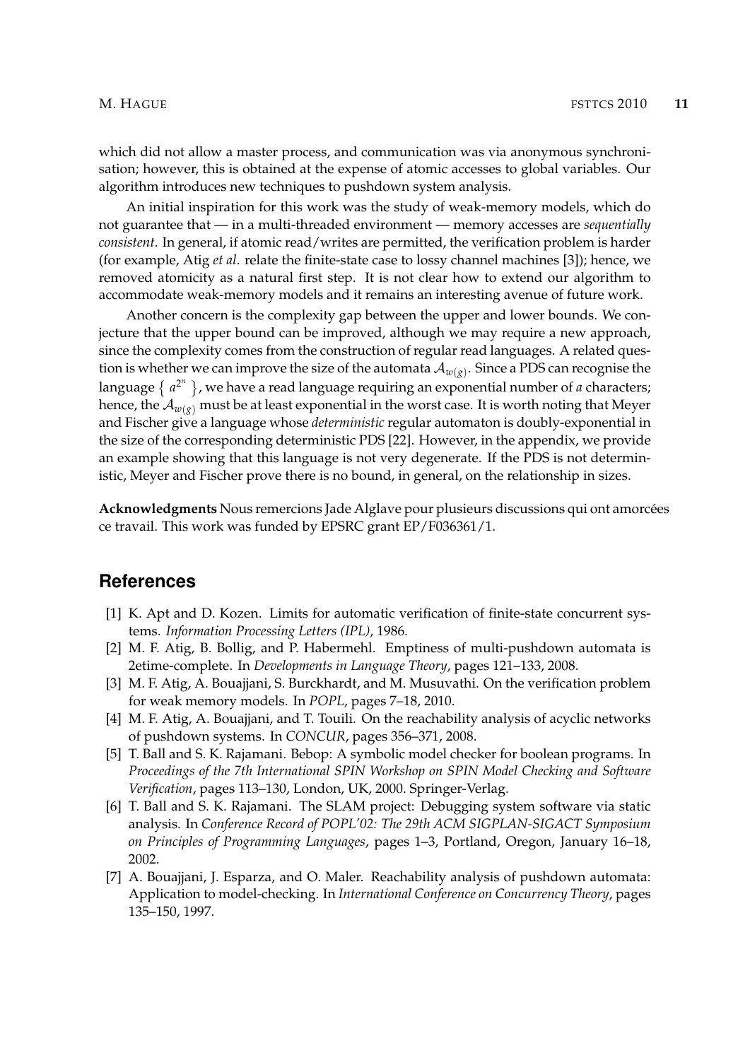which did not allow a master process, and communication was via anonymous synchronisation; however, this is obtained at the expense of atomic accesses to global variables. Our algorithm introduces new techniques to pushdown system analysis.

An initial inspiration for this work was the study of weak-memory models, which do not guarantee that — in a multi-threaded environment — memory accesses are *sequentially consistent*. In general, if atomic read/writes are permitted, the verification problem is harder (for example, Atig *et al*. relate the finite-state case to lossy channel machines [3]); hence, we removed atomicity as a natural first step. It is not clear how to extend our algorithm to accommodate weak-memory models and it remains an interesting avenue of future work.

Another concern is the complexity gap between the upper and lower bounds. We conjecture that the upper bound can be improved, although we may require a new approach, since the complexity comes from the construction of regular read languages. A related question is whether we can improve the size of the automata $\mathcal{A}_{w(g)}$. Since a PDS can recognise the language $\{ a^{2^n} \}$, we have a read language requiring an exponential number of $a$ characters; hence, the $\mathcal{A}_{w(g)}$ must be at least exponential in the worst case. It is worth noting that Meyer and Fischer give a language whose *deterministic* regular automaton is doubly-exponential in the size of the corresponding deterministic PDS [22]. However, in the appendix, we provide an example showing that this language is not very degenerate. If the PDS is not deterministic, Meyer and Fischer prove there is no bound, in general, on the relationship in sizes.

**Acknowledgments** Nous remercions Jade Alglave pour plusieurs discussions qui ont amorcées ce travail. This work was funded by EPSRC grant EP/F036361/1.

## References

[1] K. Apt and D. Kozen. Limits for automatic verification of finite-state concurrent systems. *Information Processing Letters (IPL)*, 1986.

[2] M. F. Atig, B. Bollig, and P. Habermehl. Emptiness of multi-pushdown automata is 2etime-complete. In *Developments in Language Theory*, pages 121–133, 2008.

[3] M. F. Atig, A. Bouajjani, S. Burckhardt, and M. Musuvathi. On the verification problem for weak memory models. In *POPL*, pages 7–18, 2010.

[4] M. F. Atig, A. Bouajjani, and T. Touili. On the reachability analysis of acyclic networks of pushdown systems. In *CONCUR*, pages 356–371, 2008.

[5] T. Ball and S. K. Rajamani. Bebop: A symbolic model checker for boolean programs. In *Proceedings of the 7th International SPIN Workshop on SPIN Model Checking and Software Verification*, pages 113–130, London, UK, 2000. Springer-Verlag.

[6] T. Ball and S. K. Rajamani. The SLAM project: Debugging system software via static analysis. In *Conference Record of POPL'02: The 29th ACM SIGPLAN-SIGACT Symposium on Principles of Programming Languages*, pages 1–3, Portland, Oregon, January 16–18, 2002.

[7] A. Bouajjani, J. Esparza, and O. Maler. Reachability analysis of pushdown automata: Application to model-checking. In *International Conference on Concurrency Theory*, pages 135–150, 1997.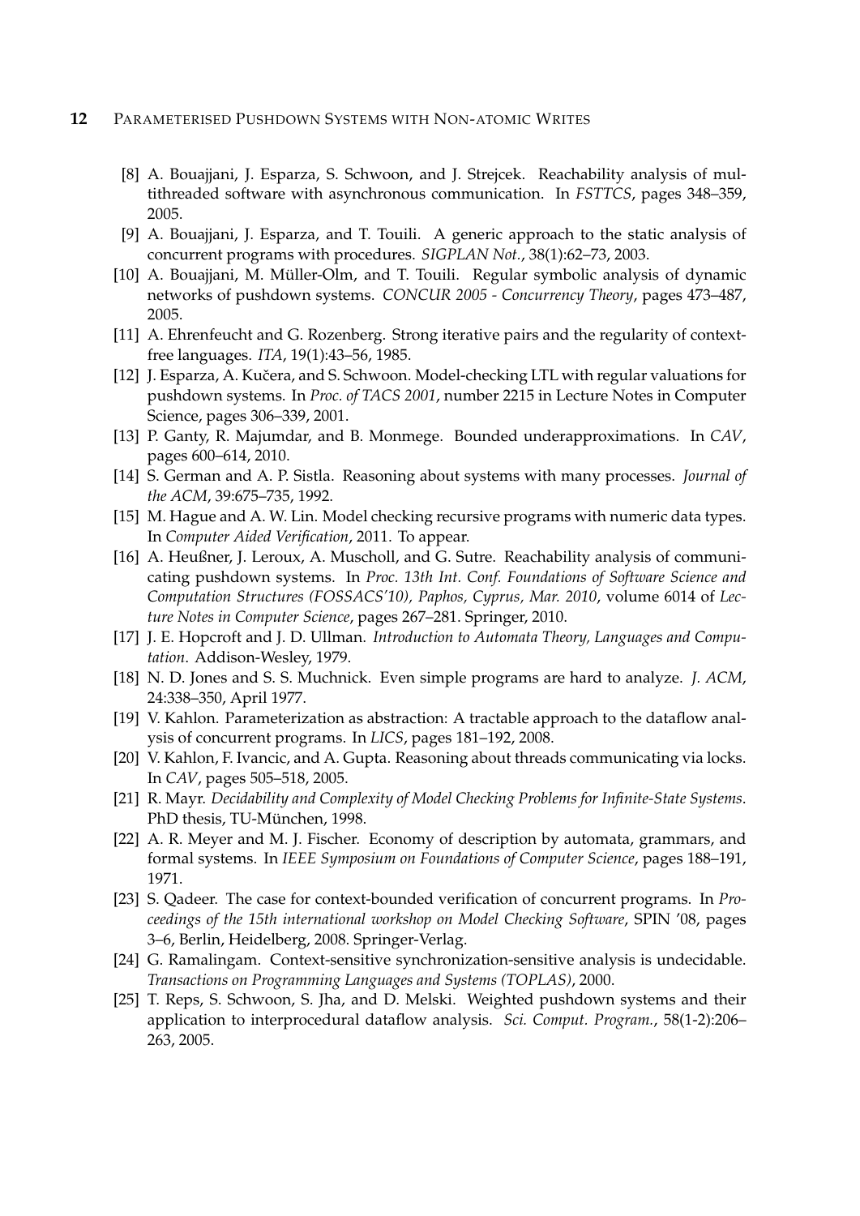[8] A. Bouajjani, J. Esparza, S. Schwoon, and J. Strejcek. Reachability analysis of multithreaded software with asynchronous communication. In *FSTTCS*, pages 348–359, 2005.

[9] A. Bouajjani, J. Esparza, and T. Touili. A generic approach to the static analysis of concurrent programs with procedures. *SIGPLAN Not.*, 38(1):62–73, 2003.

[10] A. Bouajjani, M. Müller-Olm, and T. Touili. Regular symbolic analysis of dynamic networks of pushdown systems. *CONCUR 2005 - Concurrency Theory*, pages 473–487, 2005.

[11] A. Ehrenfeucht and G. Rozenberg. Strong iterative pairs and the regularity of context-free languages. *ITA*, 19(1):43–56, 1985.

[12] J. Esparza, A. Kučera, and S. Schwoon. Model-checking LTL with regular valuations for pushdown systems. In *Proc. of TACS 2001*, number 2215 in Lecture Notes in Computer Science, pages 306–339, 2001.

[13] P. Ganty, R. Majumdar, and B. Monmege. Bounded underapproximations. In *CAV*, pages 600–614, 2010.

[14] S. German and A. P. Sistla. Reasoning about systems with many processes. *Journal of the ACM*, 39:675–735, 1992.

[15] M. Hague and A. W. Lin. Model checking recursive programs with numeric data types. In *Computer Aided Verification*, 2011. To appear.

[16] A. Heußner, J. Leroux, A. Muscholl, and G. Sutre. Reachability analysis of communicating pushdown systems. In *Proc. 13th Int. Conf. Foundations of Software Science and Computation Structures (FOSSACS'10), Paphos, Cyprus, Mar. 2010*, volume 6014 of *Lecture Notes in Computer Science*, pages 267–281. Springer, 2010.

[17] J. E. Hopcroft and J. D. Ullman. *Introduction to Automata Theory, Languages and Computation*. Addison-Wesley, 1979.

[18] N. D. Jones and S. S. Muchnick. Even simple programs are hard to analyze. *J. ACM*, 24:338–350, April 1977.

[19] V. Kahlon. Parameterization as abstraction: A tractable approach to the dataflow analysis of concurrent programs. In *LICS*, pages 181–192, 2008.

[20] V. Kahlon, F. Ivancic, and A. Gupta. Reasoning about threads communicating via locks. In *CAV*, pages 505–518, 2005.

[21] R. Mayr. *Decidability and Complexity of Model Checking Problems for Infinite-State Systems*. PhD thesis, TU-München, 1998.

[22] A. R. Meyer and M. J. Fischer. Economy of description by automata, grammars, and formal systems. In *IEEE Symposium on Foundations of Computer Science*, pages 188–191, 1971.

[23] S. Qadeer. The case for context-bounded verification of concurrent programs. In *Proceedings of the 15th international workshop on Model Checking Software*, SPIN '08, pages 3–6, Berlin, Heidelberg, 2008. Springer-Verlag.

[24] G. Ramalingam. Context-sensitive synchronization-sensitive analysis is undecidable. *Transactions on Programming Languages and Systems (TOPLAS)*, 2000.

[25] T. Reps, S. Schwoon, S. Jha, and D. Melski. Weighted pushdown systems and their application to interprocedural dataflow analysis. *Sci. Comput. Program.*, 58(1-2):206–263, 2005.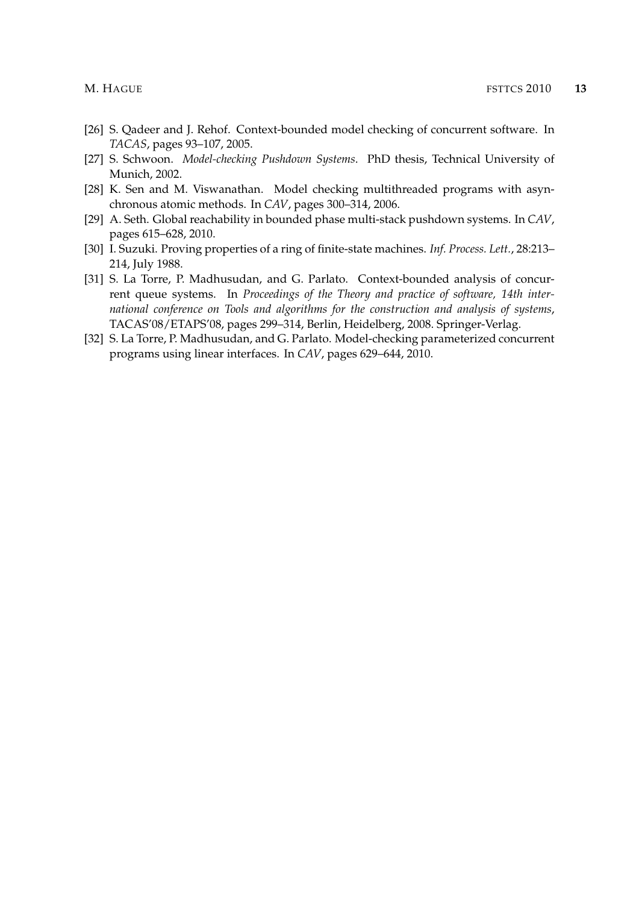[26] S. Qadeer and J. Rehof. Context-bounded model checking of concurrent software. In *TACAS*, pages 93–107, 2005.

[27] S. Schwoon. *Model-checking Pushdown Systems*. PhD thesis, Technical University of Munich, 2002.

[28] K. Sen and M. Viswanathan. Model checking multithreaded programs with asynchronous atomic methods. In *CAV*, pages 300–314, 2006.

[29] A. Seth. Global reachability in bounded phase multi-stack pushdown systems. In *CAV*, pages 615–628, 2010.

[30] I. Suzuki. Proving properties of a ring of finite-state machines. *Inf. Process. Lett.*, 28:213–214, July 1988.

[31] S. La Torre, P. Madhusudan, and G. Parlato. Context-bounded analysis of concurrent queue systems. In *Proceedings of the Theory and practice of software, 14th international conference on Tools and algorithms for the construction and analysis of systems*, TACAS'08/ETAPS'08, pages 299–314, Berlin, Heidelberg, 2008. Springer-Verlag.

[32] S. La Torre, P. Madhusudan, and G. Parlato. Model-checking parameterized concurrent programs using linear interfaces. In *CAV*, pages 629–644, 2010.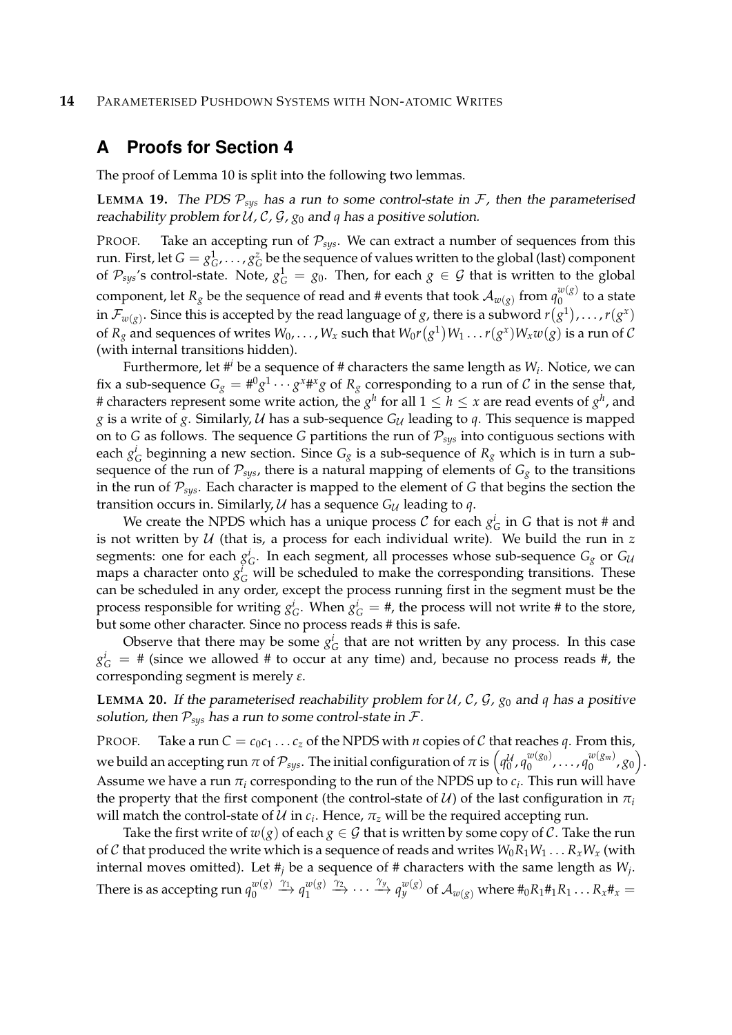## A Proofs for Section 4

The proof of Lemma 10 is split into the following two lemmas.

**LEMMA 19.** *The PDS $\mathcal{P}_{sys}$ has a run to some control-state in $\mathcal{F}$, then the parameterised reachability problem for $\mathcal{U}$, $\mathcal{C}$, $\mathcal{G}$, $g_0$ and $q$ has a positive solution.*

PROOF. Take an accepting run of $\mathcal{P}_{sys}$. We can extract a number of sequences from this run. First, let $G = g_G^1, \ldots, g_G^z$ be the sequence of values written to the global (last) component of $\mathcal{P}_{sys}$'s control-state. Note, $g_G^1 = g_0$. Then, for each $g \in \mathcal{G}$ that is written to the global component, let $R_g$ be the sequence of read and # events that took $\mathcal{A}_{w(g)}$ from $q_0^{w(g)}$ to a state in $\mathcal{F}_{w(g)}$. Since this is accepted by the read language of $g$, there is a subword $r(g^1), \ldots, r(g^x)$ of $R_g$ and sequences of writes $W_0, \ldots, W_x$ such that $W_0 r(g^1) W_1 \ldots r(g^x) W_x w(g)$ is a run of $\mathcal{C}$ (with internal transitions hidden).

Furthermore, let $\#^i$ be a sequence of # characters the same length as $W_i$. Notice, we can fix a sub-sequence $G_g = \#^0 g^1 \cdots g^x \#^x g$ of $R_g$ corresponding to a run of $\mathcal{C}$ in the sense that, # characters represent some write action, the $g^h$ for all $1 \leq h \leq x$ are read events of $g^h$, and $g$ is a write of $g$. Similarly, $\mathcal{U}$ has a sub-sequence $G_\mathcal{U}$ leading to $q$. This sequence is mapped on to $G$ as follows. The sequence $G$ partitions the run of $\mathcal{P}_{sys}$ into contiguous sections with each $g_G^i$ beginning a new section. Since $G_g$ is a sub-sequence of $R_g$ which is in turn a sub-sequence of the run of $\mathcal{P}_{sys}$, there is a natural mapping of elements of $G_g$ to the transitions in the run of $\mathcal{P}_{sys}$. Each character is mapped to the element of $G$ that begins the section the transition occurs in. Similarly, $\mathcal{U}$ has a sequence $G_\mathcal{U}$ leading to $q$.

We create the NPDS which has a unique process $\mathcal{C}$ for each $g_G^i$ in $G$ that is not # and is not written by $\mathcal{U}$ (that is, a process for each individual write). We build the run in $z$ segments: one for each $g_G^i$. In each segment, all processes whose sub-sequence $G_g$ or $G_\mathcal{U}$ maps a character onto $g_G^i$ will be scheduled to make the corresponding transitions. These can be scheduled in any order, except the process running first in the segment must be the process responsible for writing $g_G^i$. When $g_G^i = \#$, the process will not write # to the store, but some other character. Since no process reads # this is safe.

Observe that there may be some $g_G^i$ that are not written by any process. In this case $g_G^i = \#$ (since we allowed # to occur at any time) and, because no process reads #, the corresponding segment is merely $\varepsilon$.

**LEMMA 20.** *If the parameterised reachability problem for $\mathcal{U}$, $\mathcal{C}$, $\mathcal{G}$, $g_0$ and $q$ has a positive solution, then $\mathcal{P}_{sys}$ has a run to some control-state in $\mathcal{F}$.*

PROOF. Take a run $C = c_0 c_1 \ldots c_z$ of the NPDS with $n$ copies of $\mathcal{C}$ that reaches $q$. From this, we build an accepting run $\pi$ of $\mathcal{P}_{sys}$. The initial configuration of $\pi$ is $\left(q_0^\mathcal{U}, q_0^{w(g_0)}, \ldots, q_0^{w(g_m)}, g_0\right)$. Assume we have a run $\pi_i$ corresponding to the run of the NPDS up to $c_i$. This run will have the property that the first component (the control-state of $\mathcal{U}$) of the last configuration in $\pi_i$ will match the control-state of $\mathcal{U}$ in $c_i$. Hence, $\pi_z$ will be the required accepting run.

Take the first write of $w(g)$ of each $g \in \mathcal{G}$ that is written by some copy of $\mathcal{C}$. Take the run of $\mathcal{C}$ that produced the write which is a sequence of reads and writes $W_0 R_1 W_1 \ldots R_x W_x$ (with internal moves omitted). Let $\#_j$ be a sequence of # characters with the same length as $W_j$. There is as accepting run $q_0^{w(g)} \xrightarrow{\gamma_1} q_1^{w(g)} \xrightarrow{\gamma_2} \cdots \xrightarrow{\gamma_y} q_y^{w(g)}$ of $\mathcal{A}_{w(g)}$ where $\#_0 R_1 \#_1 R_1 \ldots R_x \#_x =$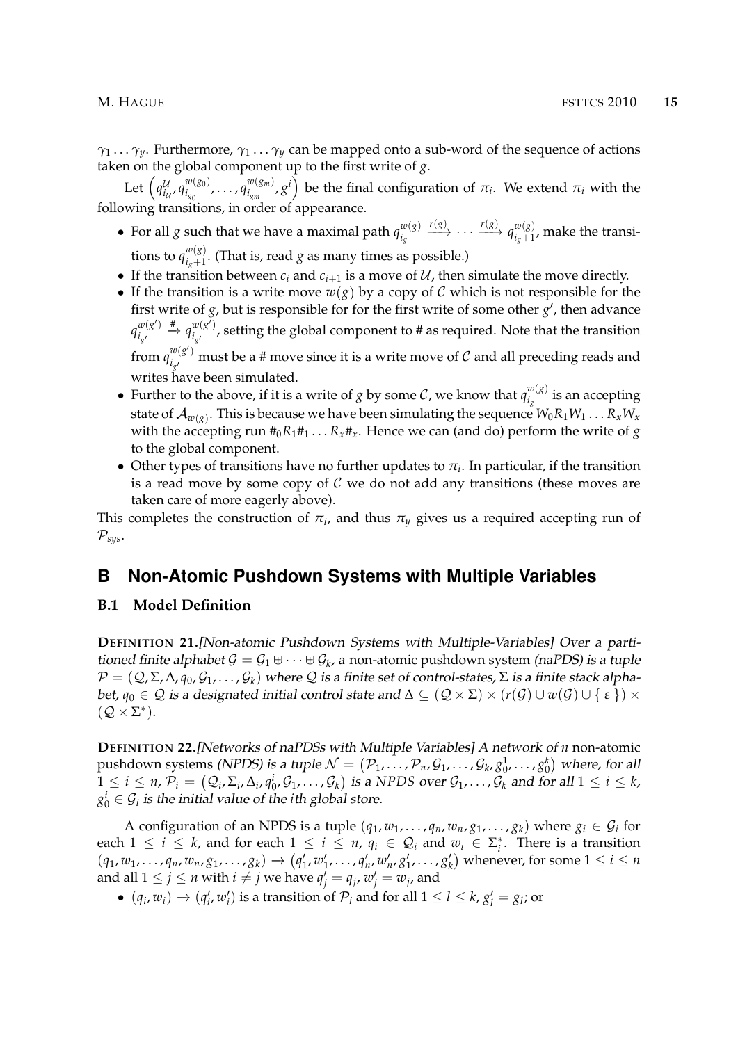$\gamma_1 \ldots \gamma_y$. Furthermore, $\gamma_1 \ldots \gamma_y$ can be mapped onto a sub-word of the sequence of actions taken on the global component up to the first write of $g$.

Let $\left(q^{\mathcal{U}}_{i_{\mathcal{U}}}, q^{w(g_0)}_{i_{g_0}}, \ldots, q^{w(g_m)}_{i_{g_m}}, g^i\right)$ be the final configuration of $\pi_i$. We extend $\pi_i$ with the following transitions, in order of appearance.

- For all $g$ such that we have a maximal path $q^{w(g)}_{i_g} \xrightarrow{r(g)} \cdots \xrightarrow{r(g)} q^{w(g)}_{i_g+1}$, make the transitions to $q^{w(g)}_{i_g+1}$. (That is, read $g$ as many times as possible.)
- If the transition between $c_i$ and $c_{i+1}$ is a move of $\mathcal{U}$, then simulate the move directly.
- If the transition is a write move $w(g)$ by a copy of $\mathcal{C}$ which is not responsible for the first write of $g$, but is responsible for for the first write of some other $g'$, then advance $q^{w(g')}_{i_{g'}} \xrightarrow{\#} q^{w(g')}_{i_{g'}}$, setting the global component to # as required. Note that the transition from $q^{w(g')}_{i_{g'}}$ must be a # move since it is a write move of $\mathcal{C}$ and all preceding reads and writes have been simulated.
- Further to the above, if it is a write of $g$ by some $\mathcal{C}$, we know that $q^{w(g)}_{i_g}$ is an accepting state of $\mathcal{A}_{w(g)}$. This is because we have been simulating the sequence $W_0 R_1 W_1 \ldots R_x W_x$ with the accepting run $\#_0 R_1 \#_1 \ldots R_x \#_x$. Hence we can (and do) perform the write of $g$ to the global component.
- Other types of transitions have no further updates to $\pi_i$. In particular, if the transition is a read move by some copy of $\mathcal{C}$ we do not add any transitions (these moves are taken care of more eagerly above).

This completes the construction of $\pi_i$, and thus $\pi_y$ gives us a required accepting run of $\mathcal{P}_{sys}$.

## B Non-Atomic Pushdown Systems with Multiple Variables

### B.1 Model Definition

**DEFINITION 21.** *[Non-atomic Pushdown Systems with Multiple-Variables] Over a partitioned finite alphabet $\mathcal{G} = \mathcal{G}_1 \uplus \cdots \uplus \mathcal{G}_k$, a* non-atomic pushdown system *(naPDS) is a tuple $\mathcal{P} = (\mathcal{Q}, \Sigma, \Delta, q_0, \mathcal{G}_1, \ldots, \mathcal{G}_k)$ where $\mathcal{Q}$ is a finite set of control-states, $\Sigma$ is a finite stack alphabet, $q_0 \in \mathcal{Q}$ is a designated initial control state and $\Delta \subseteq (\mathcal{Q} \times \Sigma) \times (r(\mathcal{G}) \cup w(\mathcal{G}) \cup \{\varepsilon\}) \times (\mathcal{Q} \times \Sigma^*)$.*

**DEFINITION 22.** *[Networks of naPDSs with Multiple Variables] A network of $n$* non-atomic pushdown systems *(NPDS) is a tuple $\mathcal{N} = \left(\mathcal{P}_1, \ldots, \mathcal{P}_n, \mathcal{G}_1, \ldots, \mathcal{G}_k, g^1_0, \ldots, g^k_0\right)$ where, for all $1 \leq i \leq n$, $\mathcal{P}_i = \left(\mathcal{Q}_i, \Sigma_i, \Delta_i, q^i_0, \mathcal{G}_1, \ldots, \mathcal{G}_k\right)$ is a $NPDS$ over $\mathcal{G}_1, \ldots, \mathcal{G}_k$ and for all $1 \leq i \leq k$, $g^i_0 \in \mathcal{G}_i$ is the initial value of the $i$th global store.*

A configuration of an NPDS is a tuple $(q_1, w_1, \ldots, q_n, w_n, g_1, \ldots, g_k)$ where $g_i \in \mathcal{G}_i$ for each $1 \leq i \leq k$, and for each $1 \leq i \leq n$, $q_i \in \mathcal{Q}_i$ and $w_i \in \Sigma^*_i$. There is a transition $(q_1, w_1, \ldots, q_n, w_n, g_1, \ldots, g_k) \rightarrow \left(q'_1, w'_1, \ldots, q'_n, w'_n, g'_1, \ldots, g'_k\right)$ whenever, for some $1 \leq i \leq n$ and all $1 \leq j \leq n$ with $i \neq j$ we have $q'_j = q_j$, $w'_j = w_j$, and

- $(q_i, w_i) \rightarrow (q'_i, w'_i)$ is a transition of $\mathcal{P}_i$ and for all $1 \leq l \leq k$, $g'_l = g_l$; or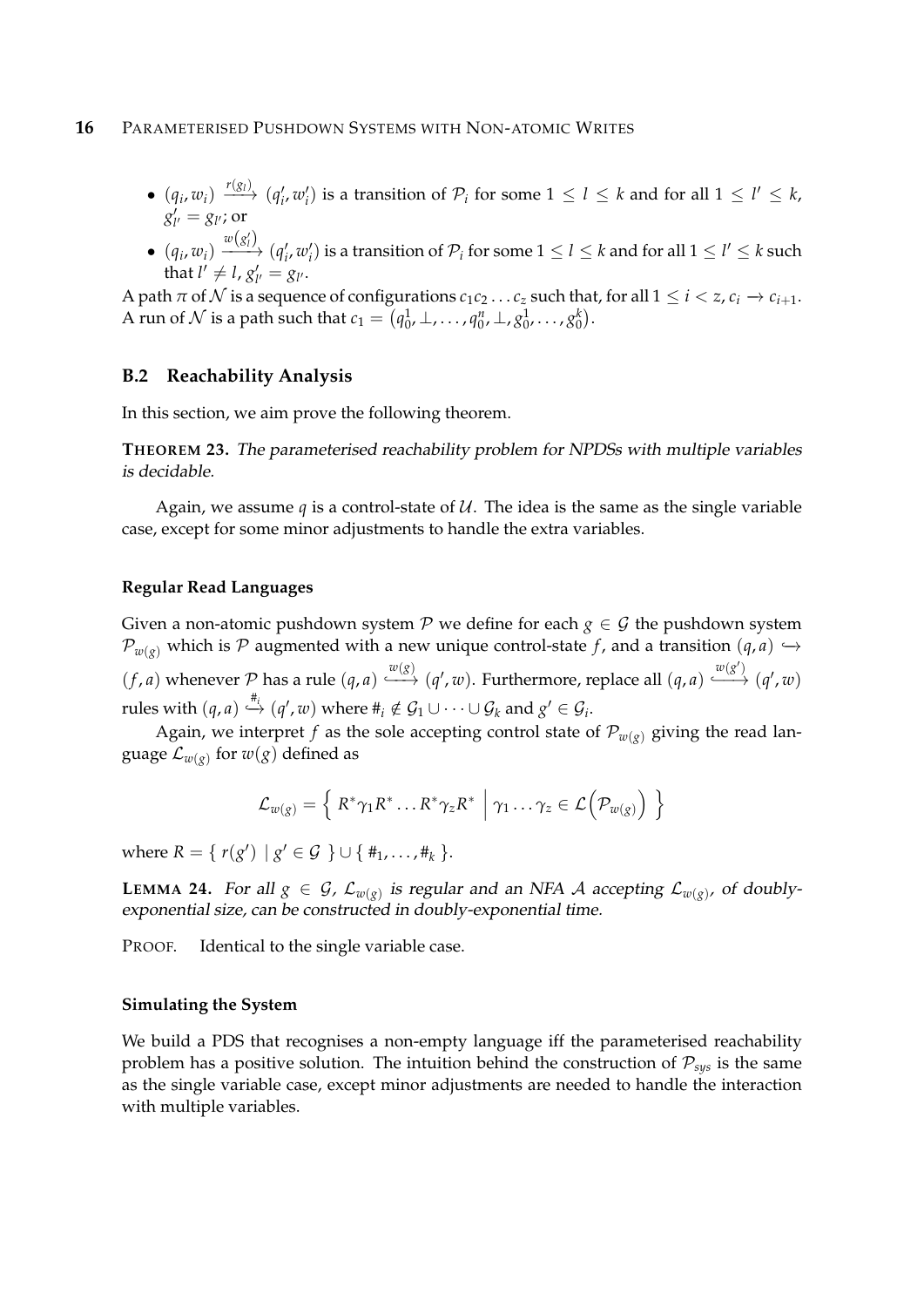- $(q_i, w_i) \xrightarrow{r(g_l)} (q'_i, w'_i)$ is a transition of $\mathcal{P}_i$ for some $1 \leq l \leq k$ and for all $1 \leq l' \leq k$, $g'_{l'} = g_{l'}$; or
- $(q_i, w_i) \xrightarrow{w(g'_l)} (q'_i, w'_i)$ is a transition of $\mathcal{P}_i$ for some $1 \leq l \leq k$ and for all $1 \leq l' \leq k$ such that $l' \neq l$, $g'_{l'} = g_{l'}$.

A path $\pi$ of $\mathcal{N}$ is a sequence of configurations $c_1 c_2 \ldots c_z$ such that, for all $1 \leq i < z$, $c_i \rightarrow c_{i+1}$. A run of $\mathcal{N}$ is a path such that $c_1 = \left(q_0^1, \bot, \ldots, q_0^n, \bot, g_0^1, \ldots, g_0^k\right)$.

### B.2 Reachability Analysis

In this section, we aim prove the following theorem.

**THEOREM 23.** *The parameterised reachability problem for NPDSs with multiple variables is decidable.*

Again, we assume $q$ is a control-state of $\mathcal{U}$. The idea is the same as the single variable case, except for some minor adjustments to handle the extra variables.

#### Regular Read Languages

Given a non-atomic pushdown system $\mathcal{P}$ we define for each $g \in \mathcal{G}$ the pushdown system $\mathcal{P}_{w(g)}$ which is $\mathcal{P}$ augmented with a new unique control-state $f$, and a transition $(q, a) \hookrightarrow (f, a)$ whenever $\mathcal{P}$ has a rule $(q, a) \xhookrightarrow{w(g)} (q', w)$. Furthermore, replace all $(q, a) \xhookrightarrow{w(g')} (q', w)$ rules with $(q, a) \xhookrightarrow{\#_i} (q', w)$ where $\#_i \notin \mathcal{G}_1 \cup \cdots \cup \mathcal{G}_k$ and $g' \in \mathcal{G}_i$.

Again, we interpret $f$ as the sole accepting control state of $\mathcal{P}_{w(g)}$ giving the read language $\mathcal{L}_{w(g)}$ for $w(g)$ defined as

$$\mathcal{L}_{w(g)} = \left\{ R^* \gamma_1 R^* \ldots R^* \gamma_z R^* \;\middle|\; \gamma_1 \ldots \gamma_z \in \mathcal{L}\left(\mathcal{P}_{w(g)}\right) \right\}$$

where $R = \{ r(g') \mid g' \in \mathcal{G} \} \cup \{ \#_1, \ldots, \#_k \}$.

**LEMMA 24.** *For all $g \in \mathcal{G}$, $\mathcal{L}_{w(g)}$ is regular and an NFA $\mathcal{A}$ accepting $\mathcal{L}_{w(g)}$, of doubly-exponential size, can be constructed in doubly-exponential time.*

PROOF. Identical to the single variable case.

#### Simulating the System

We build a PDS that recognises a non-empty language iff the parameterised reachability problem has a positive solution. The intuition behind the construction of $\mathcal{P}_{sys}$ is the same as the single variable case, except minor adjustments are needed to handle the interaction with multiple variables.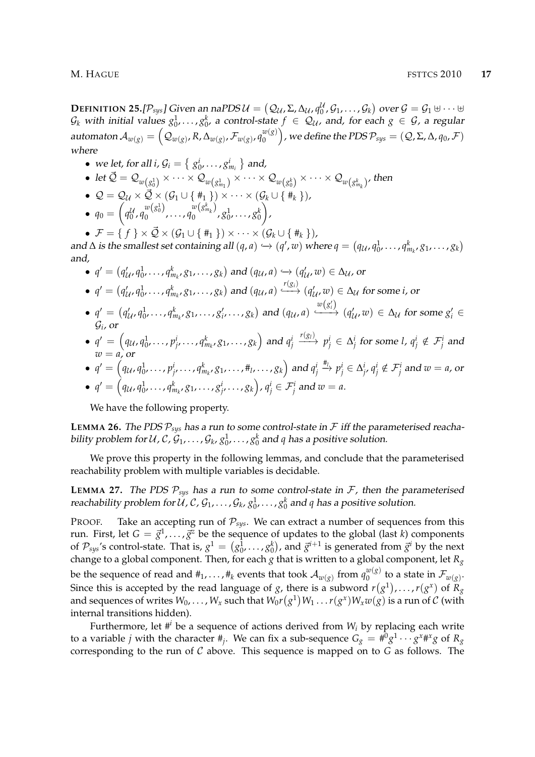**Definition 25.**[$\mathcal{P}_{sys}$] *Given an naPDS* $\mathcal{U} = (\mathcal{Q}_{\mathcal{U}}, \Sigma, \Delta_{\mathcal{U}}, q_0^{\mathcal{U}}, \mathcal{G}_1, \ldots, \mathcal{G}_k)$ *over* $\mathcal{G} = \mathcal{G}_1 \uplus \cdots \uplus \mathcal{G}_k$ *with initial values* $g_0^1, \ldots, g_0^k$*, a control-state* $f \in \mathcal{Q}_{\mathcal{U}}$*, and, for each* $g \in \mathcal{G}$*, a regular automaton* $\mathcal{A}_{w(g)} = \left(\mathcal{Q}_{w(g)}, R, \Delta_{w(g)}, \mathcal{F}_{w(g)}, q_0^{w(g)}\right)$*, we define the PDS* $\mathcal{P}_{sys} = (\mathcal{Q}, \Sigma, \Delta, q_0, \mathcal{F})$ *where*

- *we let, for all* $i$, $\mathcal{G}_i = \{ g_0^i, \ldots, g_{m_i}^i \}$ *and,*
- *let* $\vec{\mathcal{Q}} = \mathcal{Q}_{w\left(g_0^1\right)} \times \cdots \times \mathcal{Q}_{w\left(g_{m_1}^1\right)} \times \cdots \times \mathcal{Q}_{w\left(g_0^k\right)} \times \cdots \times \mathcal{Q}_{w\left(g_{m_k}^k\right)}$*, then*
- $\mathcal{Q} = \mathcal{Q}_{\mathcal{U}} \times \vec{\mathcal{Q}} \times (\mathcal{G}_1 \cup \{ \#_1 \}) \times \cdots \times (\mathcal{G}_k \cup \{ \#_k \})$,
- $q_0 = \left(q_0^{\mathcal{U}}, q_0^{w\left(g_0^1\right)}, \ldots, q_0^{w\left(g_{m_k}^k\right)}, g_0^1, \ldots, g_0^k\right)$,
- $\mathcal{F} = \{ f \} \times \vec{\mathcal{Q}} \times (\mathcal{G}_1 \cup \{ \#_1 \}) \times \cdots \times (\mathcal{G}_k \cup \{ \#_k \})$,

*and* $\Delta$ *is the smallest set containing all* $(q, a) \hookrightarrow (q', w)$ *where* $q = \left(q_{\mathcal{U}}, q_0^1, \ldots, q_{m_k}^k, g_1, \ldots, g_k\right)$ *and,*

- $q' = \left(q'_{\mathcal{U}}, q_0^1, \ldots, q_{m_k}^k, g_1, \ldots, g_k\right)$ *and* $(q_{\mathcal{U}}, a) \hookrightarrow (q'_{\mathcal{U}}, w) \in \Delta_{\mathcal{U}}$*, or*
- $q' = \left(q'_{\mathcal{U}}, q_0^1, \ldots, q_{m_k}^k, g_1, \ldots, g_k\right)$ *and* $(q_{\mathcal{U}}, a) \xhookrightarrow{r(g_i)} (q'_{\mathcal{U}}, w) \in \Delta_{\mathcal{U}}$ *for some* $i$*, or*
- $q' = \left(q'_{\mathcal{U}}, q_0^1, \ldots, q_{m_k}^k, g_1, \ldots, g'_i, \ldots, g_k\right)$ *and* $(q_{\mathcal{U}}, a) \xhookrightarrow{w\left(g'_i\right)} (q'_{\mathcal{U}}, w) \in \Delta_{\mathcal{U}}$ *for some* $g'_i \in \mathcal{G}_i$*, or*
- $q' = \left(q_{\mathcal{U}}, q_0^1, \ldots, p_j^i, \ldots, q_{m_k}^k, g_1, \ldots, g_k\right)$ *and* $q_j^i \xrightarrow{r(g_l)} p_j^i \in \Delta_j^i$ *for some* $l$*,* $q_j^i \notin \mathcal{F}_j^i$ *and* $w = a$*, or*
- $q' = \left(q_{\mathcal{U}}, q_0^1, \ldots, p_j^i, \ldots, q_{m_k}^k, g_1, \ldots, \#_l, \ldots, g_k\right)$ *and* $q_j^i \xrightarrow{\#_l} p_j^i \in \Delta_j^i$*,* $q_j^i \notin \mathcal{F}_j^i$ *and* $w = a$*, or*
- $q' = \left(q_{\mathcal{U}}, q_0^1, \ldots, q_{m_k}^k, g_1, \ldots, g_j^i, \ldots, g_k\right)$*,* $q_j^i \in \mathcal{F}_j^i$ *and* $w = a$*.*

We have the following property.

**Lemma 26.** *The PDS* $\mathcal{P}_{sys}$ *has a run to some control-state in* $\mathcal{F}$ *iff the parameterised reachability problem for* $\mathcal{U}$*,* $\mathcal{C}$*,* $\mathcal{G}_1, \ldots, \mathcal{G}_k$*,* $g_0^1, \ldots, g_0^k$ *and* $q$ *has a positive solution.*

We prove this property in the following lemmas, and conclude that the parameterised reachability problem with multiple variables is decidable.

**Lemma 27.** *The PDS* $\mathcal{P}_{sys}$ *has a run to some control-state in* $\mathcal{F}$*, then the parameterised reachability problem for* $\mathcal{U}$*,* $\mathcal{C}$*,* $\mathcal{G}_1, \ldots, \mathcal{G}_k$*,* $g_0^1, \ldots, g_0^k$ *and* $q$ *has a positive solution.*

Proof. Take an accepting run of $\mathcal{P}_{sys}$. We can extract a number of sequences from this run. First, let $G = \vec{g}^1, \ldots, \vec{g}^z$ be the sequence of updates to the global (last $k$) components of $\mathcal{P}_{sys}$'s control-state. That is, $g^1 = \left(g_0^1, \ldots, g_0^k\right)$, and $\vec{g}^{i+1}$ is generated from $\vec{g}^i$ by the next change to a global component. Then, for each $g$ that is written to a global component, let $R_g$ be the sequence of read and $\#_1, \ldots, \#_k$ events that took $\mathcal{A}_{w(g)}$ from $q_0^{w(g)}$ to a state in $\mathcal{F}_{w(g)}$. Since this is accepted by the read language of $g$, there is a subword $r\left(g^1\right), \ldots, r\left(g^x\right)$ of $R_g$ and sequences of writes $W_0, \ldots, W_x$ such that $W_0 r\left(g^1\right) W_1 \ldots r\left(g^x\right) W_x w(g)$ is a run of $\mathcal{C}$ (with internal transitions hidden).

Furthermore, let $\#^i$ be a sequence of actions derived from $W_i$ by replacing each write to a variable $j$ with the character $\#_j$. We can fix a sub-sequence $G_g = \#^0 g^1 \cdots g^x \#^x g$ of $R_g$ corresponding to the run of $\mathcal{C}$ above. This sequence is mapped on to $G$ as follows. The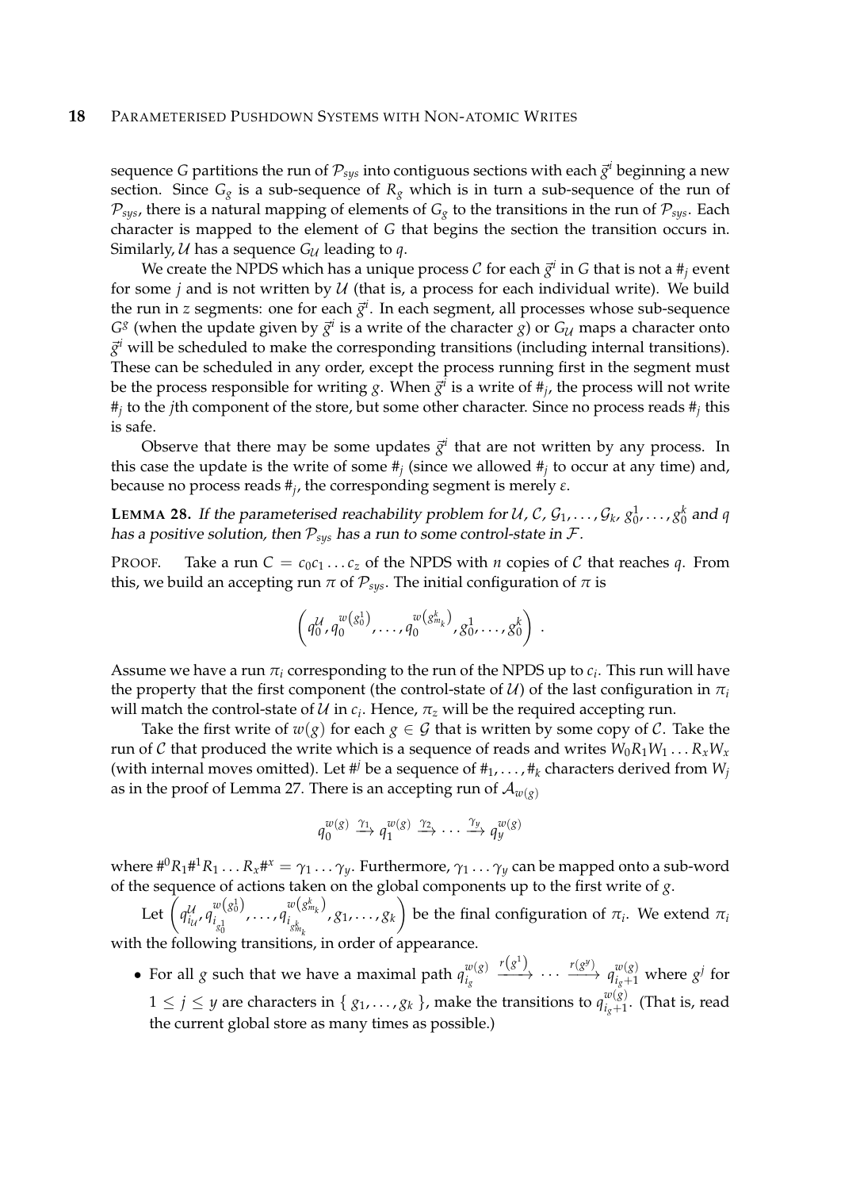sequence $G$ partitions the run of $\mathcal{P}_{sys}$ into contiguous sections with each $\vec{g}^i$ beginning a new section. Since $G_g$ is a sub-sequence of $R_g$ which is in turn a sub-sequence of the run of $\mathcal{P}_{sys}$, there is a natural mapping of elements of $G_g$ to the transitions in the run of $\mathcal{P}_{sys}$. Each character is mapped to the element of $G$ that begins the section the transition occurs in. Similarly, $\mathcal{U}$ has a sequence $G_{\mathcal{U}}$ leading to $q$.

We create the NPDS which has a unique process $\mathcal{C}$ for each $\vec{g}^i$ in $G$ that is not a $\#_j$ event for some $j$ and is not written by $\mathcal{U}$ (that is, a process for each individual write). We build the run in $z$ segments: one for each $\vec{g}^i$. In each segment, all processes whose sub-sequence $G^g$ (when the update given by $\vec{g}^i$ is a write of the character $g$) or $G_{\mathcal{U}}$ maps a character onto $\vec{g}^i$ will be scheduled to make the corresponding transitions (including internal transitions). These can be scheduled in any order, except the process running first in the segment must be the process responsible for writing $g$. When $\vec{g}^i$ is a write of $\#_j$, the process will not write $\#_j$ to the $j$th component of the store, but some other character. Since no process reads $\#_j$ this is safe.

Observe that there may be some updates $\vec{g}^i$ that are not written by any process. In this case the update is the write of some $\#_j$ (since we allowed $\#_j$ to occur at any time) and, because no process reads $\#_j$, the corresponding segment is merely $\varepsilon$.

**LEMMA 28.** *If the parameterised reachability problem for $\mathcal{U}$, $\mathcal{C}$, $\mathcal{G}_1, \ldots, \mathcal{G}_k$, $g_0^1, \ldots, g_0^k$ and $q$ has a positive solution, then $\mathcal{P}_{sys}$ has a run to some control-state in $\mathcal{F}$.*

PROOF. Take a run $C = c_0 c_1 \ldots c_z$ of the NPDS with $n$ copies of $\mathcal{C}$ that reaches $q$. From this, we build an accepting run $\pi$ of $\mathcal{P}_{sys}$. The initial configuration of $\pi$ is

$$\left( q_0^{\mathcal{U}}, q_0^{w\left(g_0^1\right)}, \ldots, q_0^{w\left(g_{m_k}^k\right)}, g_0^1, \ldots, g_0^k \right) .$$

Assume we have a run $\pi_i$ corresponding to the run of the NPDS up to $c_i$. This run will have the property that the first component (the control-state of $\mathcal{U}$) of the last configuration in $\pi_i$ will match the control-state of $\mathcal{U}$ in $c_i$. Hence, $\pi_z$ will be the required accepting run.

Take the first write of $w(g)$ for each $g \in \mathcal{G}$ that is written by some copy of $\mathcal{C}$. Take the run of $\mathcal{C}$ that produced the write which is a sequence of reads and writes $W_0 R_1 W_1 \ldots R_x W_x$ (with internal moves omitted). Let $\#^j$ be a sequence of $\#_1, \ldots, \#_k$ characters derived from $W_j$ as in the proof of Lemma 27. There is an accepting run of $\mathcal{A}_{w(g)}$

$$q_0^{w(g)} \xrightarrow{\gamma_1} q_1^{w(g)} \xrightarrow{\gamma_2} \ldots \xrightarrow{\gamma_y} q_y^{w(g)}$$

where $\#^0 R_1 \#^1 R_1 \ldots R_x \#^x = \gamma_1 \ldots \gamma_y$. Furthermore, $\gamma_1 \ldots \gamma_y$ can be mapped onto a sub-word of the sequence of actions taken on the global components up to the first write of $g$.

Let $\left( q_{i_{\mathcal{U}}}^{\mathcal{U}}, q_{i_{g_0^1}}^{w\left(g_0^1\right)}, \ldots, q_{i_{g_{m_k}^k}}^{w\left(g_{m_k}^k\right)}, g_1, \ldots, g_k \right)$ be the final configuration of $\pi_i$. We extend $\pi_i$ with the following transitions, in order of appearance.

- For all $g$ such that we have a maximal path $q_{i_g}^{w(g)} \xrightarrow{r\left(g^1\right)} \cdots \xrightarrow{r\left(g^y\right)} q_{i_g+1}^{w(g)}$ where $g^j$ for $1 \leq j \leq y$ are characters in $\{ g_1, \ldots, g_k \}$, make the transitions to $q_{i_g+1}^{w(g)}$. (That is, read the current global store as many times as possible.)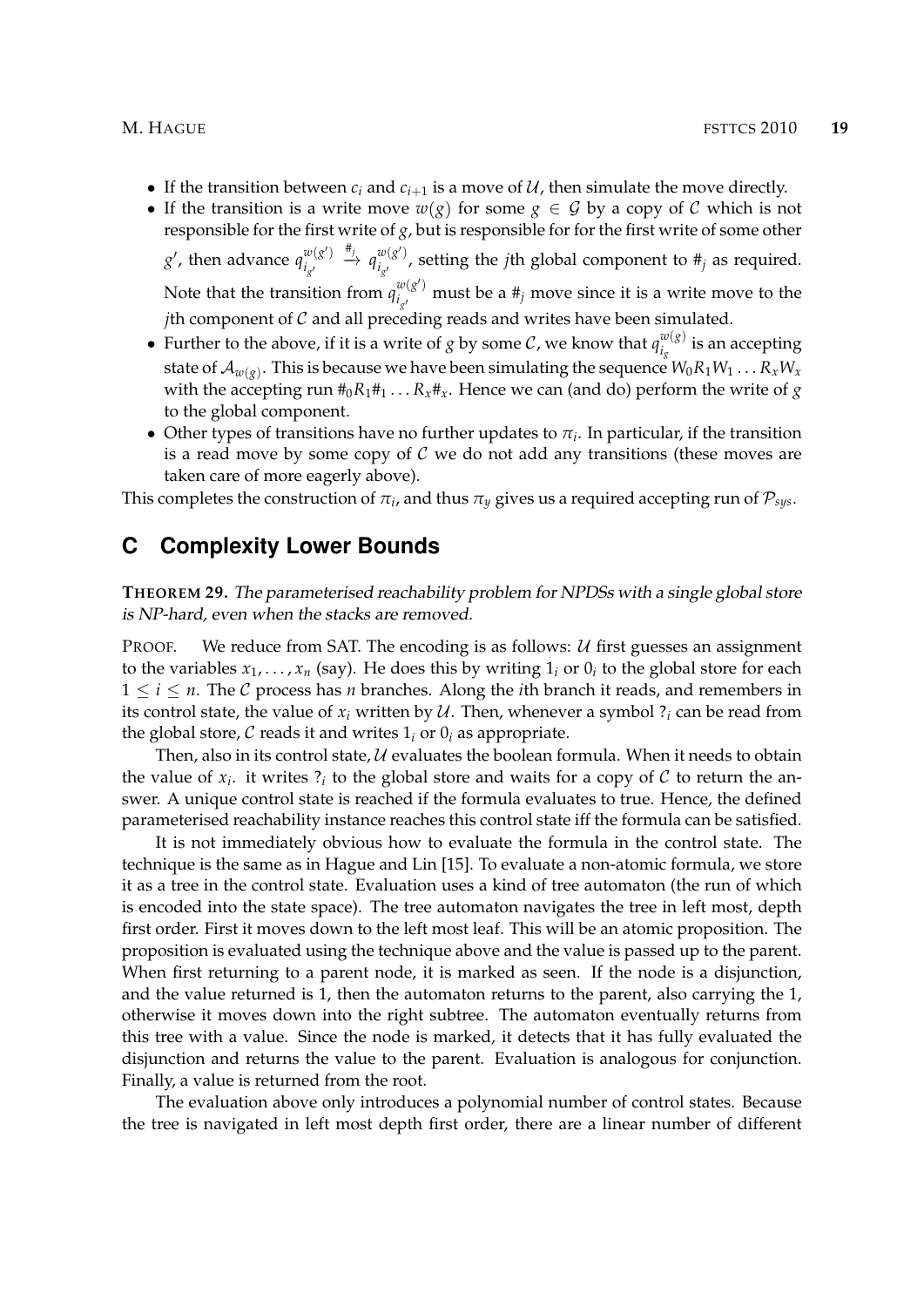- If the transition between $c_i$ and $c_{i+1}$ is a move of $\mathcal{U}$, then simulate the move directly.
- If the transition is a write move $w(g)$ for some $g \in \mathcal{G}$ by a copy of $\mathcal{C}$ which is not responsible for the first write of $g$, but is responsible for for the first write of some other $g'$, then advance $q^{w(g')}_{i_{g'}} \xrightarrow{\#_j} q^{w(g')}_{i_{g'}}$, setting the $j$th global component to $\#_j$ as required. Note that the transition from $q^{w(g')}_{i_{g'}}$ must be a $\#_j$ move since it is a write move to the $j$th component of $\mathcal{C}$ and all preceding reads and writes have been simulated.
- Further to the above, if it is a write of $g$ by some $\mathcal{C}$, we know that $q^{w(g)}_{i_g}$ is an accepting state of $\mathcal{A}_{w(g)}$. This is because we have been simulating the sequence $W_0 R_1 W_1 \ldots R_x W_x$ with the accepting run $\#_0 R_1 \#_1 \ldots R_x \#_x$. Hence we can (and do) perform the write of $g$ to the global component.
- Other types of transitions have no further updates to $\pi_i$. In particular, if the transition is a read move by some copy of $\mathcal{C}$ we do not add any transitions (these moves are taken care of more eagerly above).

This completes the construction of $\pi_i$, and thus $\pi_y$ gives us a required accepting run of $\mathcal{P}_{sys}$.

# C Complexity Lower Bounds

**THEOREM 29.** *The parameterised reachability problem for NPDSs with a single global store is NP-hard, even when the stacks are removed.*

PROOF. We reduce from SAT. The encoding is as follows: $\mathcal{U}$ first guesses an assignment to the variables $x_1, \ldots, x_n$ (say). He does this by writing $1_i$ or $0_i$ to the global store for each $1 \leq i \leq n$. The $\mathcal{C}$ process has $n$ branches. Along the $i$th branch it reads, and remembers in its control state, the value of $x_i$ written by $\mathcal{U}$. Then, whenever a symbol $?_i$ can be read from the global store, $\mathcal{C}$ reads it and writes $1_i$ or $0_i$ as appropriate.

Then, also in its control state, $\mathcal{U}$ evaluates the boolean formula. When it needs to obtain the value of $x_i$. it writes $?_i$ to the global store and waits for a copy of $\mathcal{C}$ to return the answer. A unique control state is reached if the formula evaluates to true. Hence, the defined parameterised reachability instance reaches this control state iff the formula can be satisfied.

It is not immediately obvious how to evaluate the formula in the control state. The technique is the same as in Hague and Lin [15]. To evaluate a non-atomic formula, we store it as a tree in the control state. Evaluation uses a kind of tree automaton (the run of which is encoded into the state space). The tree automaton navigates the tree in left most, depth first order. First it moves down to the left most leaf. This will be an atomic proposition. The proposition is evaluated using the technique above and the value is passed up to the parent. When first returning to a parent node, it is marked as seen. If the node is a disjunction, and the value returned is 1, then the automaton returns to the parent, also carrying the 1, otherwise it moves down into the right subtree. The automaton eventually returns from this tree with a value. Since the node is marked, it detects that it has fully evaluated the disjunction and returns the value to the parent. Evaluation is analogous for conjunction. Finally, a value is returned from the root.

The evaluation above only introduces a polynomial number of control states. Because the tree is navigated in left most depth first order, there are a linear number of different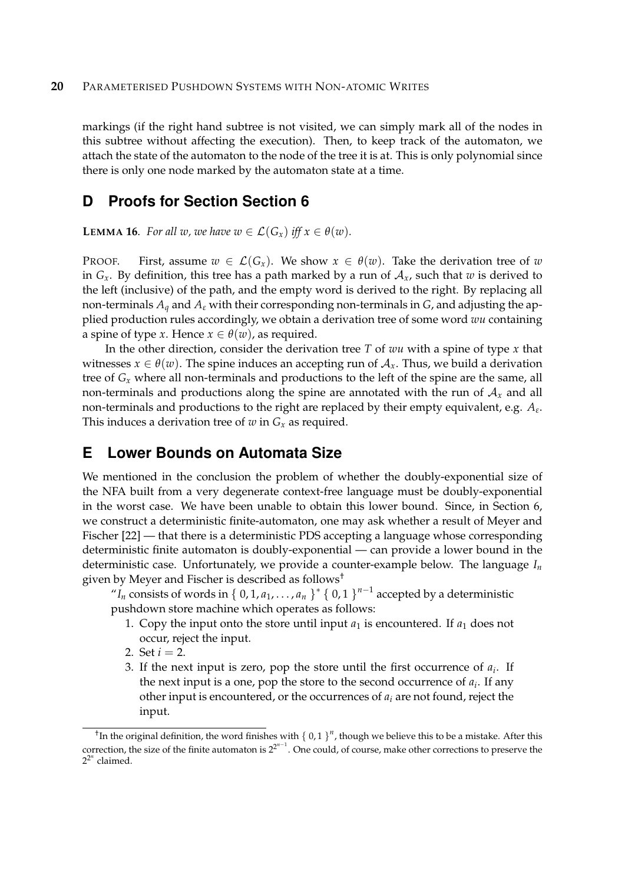markings (if the right hand subtree is not visited, we can simply mark all of the nodes in this subtree without affecting the execution). Then, to keep track of the automaton, we attach the state of the automaton to the node of the tree it is at. This is only polynomial since there is only one node marked by the automaton state at a time.

## D Proofs for Section Section 6

**LEMMA 16.** *For all $w$, we have $w \in \mathcal{L}(G_x)$ iff $x \in \theta(w)$.*

PROOF. First, assume $w \in \mathcal{L}(G_x)$. We show $x \in \theta(w)$. Take the derivation tree of $w$ in $G_x$. By definition, this tree has a path marked by a run of $\mathcal{A}_x$, such that $w$ is derived to the left (inclusive) of the path, and the empty word is derived to the right. By replacing all non-terminals $A_q$ and $A_\varepsilon$ with their corresponding non-terminals in $G$, and adjusting the applied production rules accordingly, we obtain a derivation tree of some word $wu$ containing a spine of type $x$. Hence $x \in \theta(w)$, as required.

In the other direction, consider the derivation tree $T$ of $wu$ with a spine of type $x$ that witnesses $x \in \theta(w)$. The spine induces an accepting run of $\mathcal{A}_x$. Thus, we build a derivation tree of $G_x$ where all non-terminals and productions to the left of the spine are the same, all non-terminals and productions along the spine are annotated with the run of $\mathcal{A}_x$ and all non-terminals and productions to the right are replaced by their empty equivalent, e.g. $A_\varepsilon$. This induces a derivation tree of $w$ in $G_x$ as required.

## E Lower Bounds on Automata Size

We mentioned in the conclusion the problem of whether the doubly-exponential size of the NFA built from a very degenerate context-free language must be doubly-exponential in the worst case. We have been unable to obtain this lower bound. Since, in Section 6, we construct a deterministic finite-automaton, one may ask whether a result of Meyer and Fischer [22] — that there is a deterministic PDS accepting a language whose corresponding deterministic finite automaton is doubly-exponential — can provide a lower bound in the deterministic case. Unfortunately, we provide a counter-example below. The language $I_n$ given by Meyer and Fischer is described as follows[†]

> "$I_n$ consists of words in $\{ 0, 1, a_1, \ldots, a_n \}^* \{ 0, 1 \}^{n-1}$ accepted by a deterministic pushdown store machine which operates as follows:
>
> 1. Copy the input onto the store until input $a_1$ is encountered. If $a_1$ does not occur, reject the input.
> 2. Set $i = 2$.
> 3. If the next input is zero, pop the store until the first occurrence of $a_i$. If the next input is a one, pop the store to the second occurrence of $a_i$. If any other input is encountered, or the occurrences of $a_i$ are not found, reject the input.

[†] In the original definition, the word finishes with $\{ 0, 1 \}^n$, though we believe this to be a mistake. After this correction, the size of the finite automaton is $2^{2^{n-1}}$. One could, of course, make other corrections to preserve the $2^{2^n}$ claimed.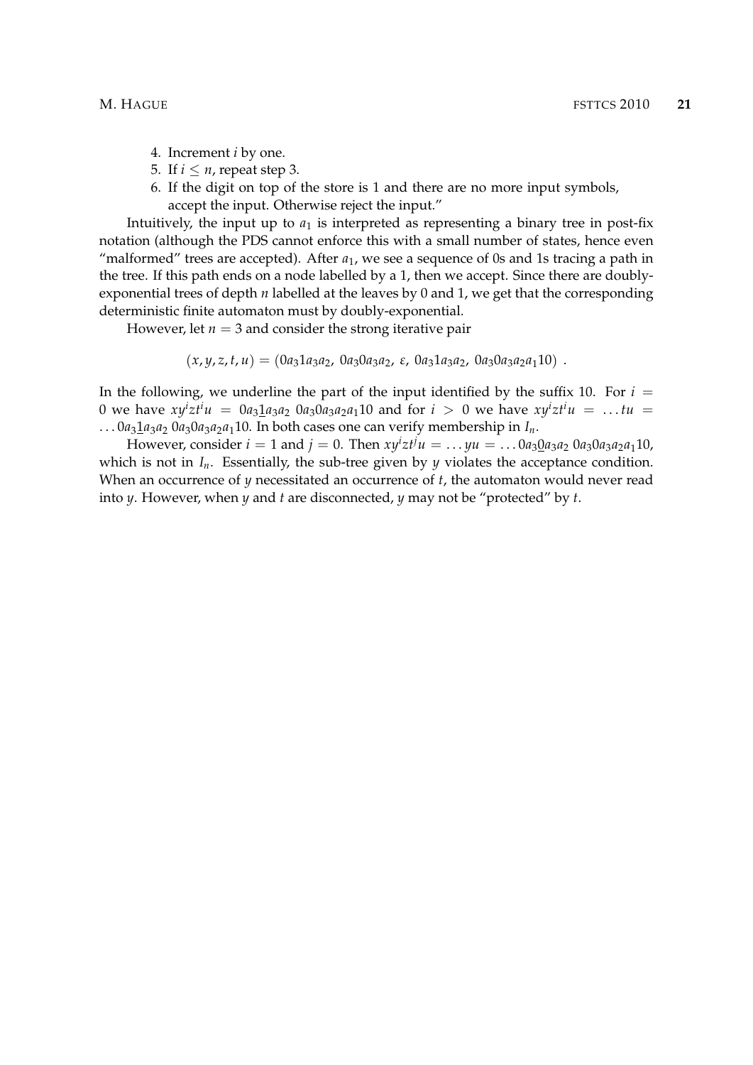4. Increment $i$ by one.
5. If $i \leq n$, repeat step 3.
6. If the digit on top of the store is 1 and there are no more input symbols, accept the input. Otherwise reject the input."

Intuitively, the input up to $a_1$ is interpreted as representing a binary tree in post-fix notation (although the PDS cannot enforce this with a small number of states, hence even "malformed" trees are accepted). After $a_1$, we see a sequence of 0s and 1s tracing a path in the tree. If this path ends on a node labelled by a 1, then we accept. Since there are doubly-exponential trees of depth $n$ labelled at the leaves by 0 and 1, we get that the corresponding deterministic finite automaton must by doubly-exponential.

However, let $n = 3$ and consider the strong iterative pair

$$(x, y, z, t, u) = (0a_3 1a_3 a_2,\ 0a_3 0a_3 a_2,\ \varepsilon,\ 0a_3 1a_3 a_2,\ 0a_3 0a_3 a_2 a_1 10)\ .$$

In the following, we underline the part of the input identified by the suffix 10. For $i = 0$ we have $xy^i zt^i u = 0a_3\underline{1}a_3a_2\ 0a_3 0a_3 a_2 a_1 10$ and for $i > 0$ we have $xy^i zt^i u = \ldots tu = \ldots 0a_3\underline{1}a_3a_2\ 0a_3 0a_3 a_2 a_1 10$. In both cases one can verify membership in $I_n$.

However, consider $i = 1$ and $j = 0$. Then $xy^i zt^j u = \ldots yu = \ldots 0a_3\underline{0}a_3a_2\ 0a_3 0a_3 a_2 a_1 10$, which is not in $I_n$. Essentially, the sub-tree given by $y$ violates the acceptance condition. When an occurrence of $y$ necessitated an occurrence of $t$, the automaton would never read into $y$. However, when $y$ and $t$ are disconnected, $y$ may not be "protected" by $t$.